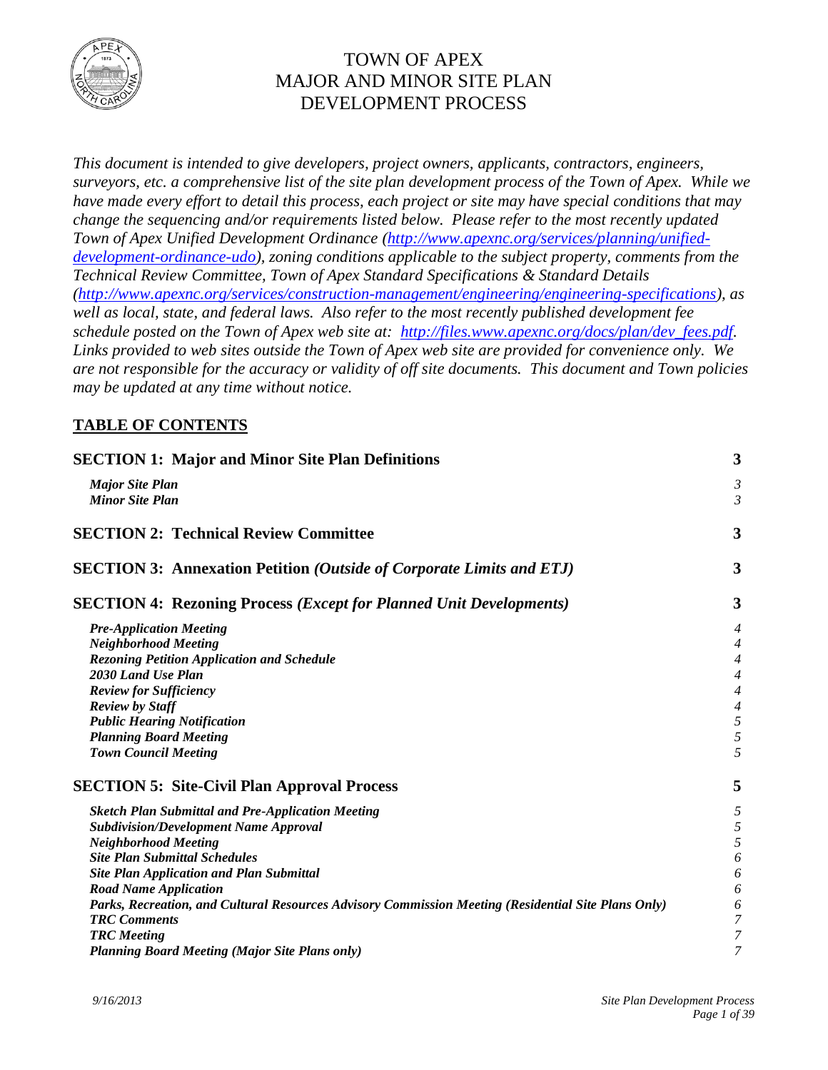# TOWN OF APEX
# MAJOR AND MINOR SITE PLAN
# DEVELOPMENT PROCESS

*This document is intended to give developers, project owners, applicants, contractors, engineers, surveyors, etc. a comprehensive list of the site plan development process of the Town of Apex. While we have made every effort to detail this process, each project or site may have special conditions that may change the sequencing and/or requirements listed below. Please refer to the most recently updated Town of Apex Unified Development Ordinance ([http://www.apexnc.org/services/planning/unified-development-ordinance-udo](http://www.apexnc.org/services/planning/unified-development-ordinance-udo)), zoning conditions applicable to the subject property, comments from the Technical Review Committee, Town of Apex Standard Specifications & Standard Details ([http://www.apexnc.org/services/construction-management/engineering/engineering-specifications](http://www.apexnc.org/services/construction-management/engineering/engineering-specifications)), as well as local, state, and federal laws. Also refer to the most recently published development fee schedule posted on the Town of Apex web site at: [http://files.www.apexnc.org/docs/plan/dev_fees.pdf](http://files.www.apexnc.org/docs/plan/dev_fees.pdf). Links provided to web sites outside the Town of Apex web site are provided for convenience only. We are not responsible for the accuracy or validity of off site documents. This document and Town policies may be updated at any time without notice.*

## TABLE OF CONTENTS

**SECTION 1: Major and Minor Site Plan Definitions** — 3
- *Major Site Plan* — 3
- *Minor Site Plan* — 3

**SECTION 2: Technical Review Committee** — 3

**SECTION 3: Annexation Petition *(Outside of Corporate Limits and ETJ)*** — 3

**SECTION 4: Rezoning Process *(Except for Planned Unit Developments)*** — 3
- *Pre-Application Meeting* — 4
- *Neighborhood Meeting* — 4
- *Rezoning Petition Application and Schedule* — 4
- *2030 Land Use Plan* — 4
- *Review for Sufficiency* — 4
- *Review by Staff* — 4
- *Public Hearing Notification* — 5
- *Planning Board Meeting* — 5
- *Town Council Meeting* — 5

**SECTION 5: Site-Civil Plan Approval Process** — 5
- *Sketch Plan Submittal and Pre-Application Meeting* — 5
- *Subdivision/Development Name Approval* — 5
- *Neighborhood Meeting* — 5
- *Site Plan Submittal Schedules* — 6
- *Site Plan Application and Plan Submittal* — 6
- *Road Name Application* — 6
- *Parks, Recreation, and Cultural Resources Advisory Commission Meeting (Residential Site Plans Only)* — 6
- *TRC Comments* — 7
- *TRC Meeting* — 7
- *Planning Board Meeting (Major Site Plans only)* — 7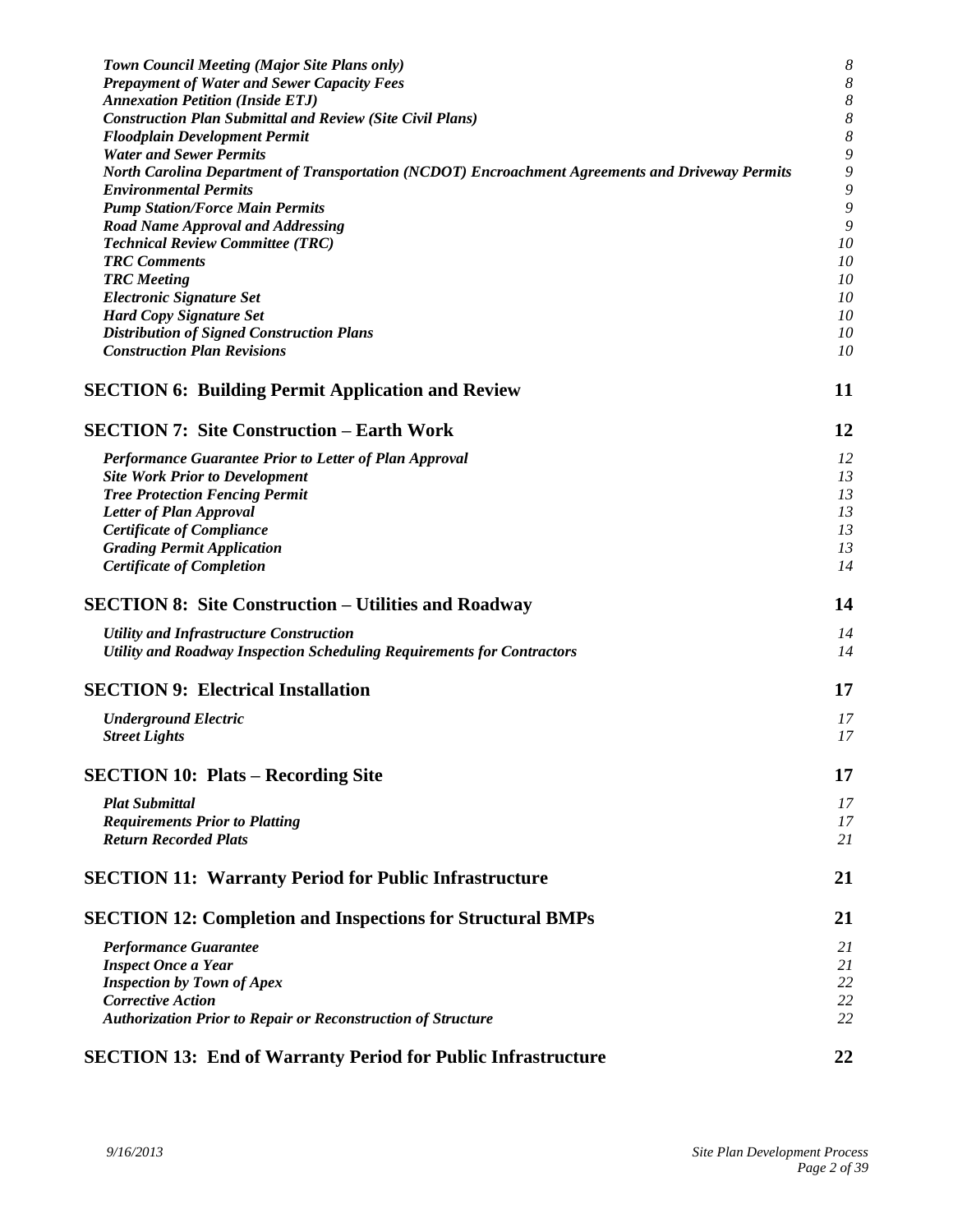*Town Council Meeting (Major Site Plans only)* 8
*Prepayment of Water and Sewer Capacity Fees* 8
*Annexation Petition (Inside ETJ)* 8
*Construction Plan Submittal and Review (Site Civil Plans)* 8
*Floodplain Development Permit* 8
*Water and Sewer Permits* 9
*North Carolina Department of Transportation (NCDOT) Encroachment Agreements and Driveway Permits* 9
*Environmental Permits* 9
*Pump Station/Force Main Permits* 9
*Road Name Approval and Addressing* 9
*Technical Review Committee (TRC)* 10
*TRC Comments* 10
*TRC Meeting* 10
*Electronic Signature Set* 10
*Hard Copy Signature Set* 10
*Distribution of Signed Construction Plans* 10
*Construction Plan Revisions* 10

**SECTION 6: Building Permit Application and Review** **11**

**SECTION 7: Site Construction – Earth Work** **12**

*Performance Guarantee Prior to Letter of Plan Approval* 12
*Site Work Prior to Development* 13
*Tree Protection Fencing Permit* 13
*Letter of Plan Approval* 13
*Certificate of Compliance* 13
*Grading Permit Application* 13
*Certificate of Completion* 14

**SECTION 8: Site Construction – Utilities and Roadway** **14**

*Utility and Infrastructure Construction* 14
*Utility and Roadway Inspection Scheduling Requirements for Contractors* 14

**SECTION 9: Electrical Installation** **17**

*Underground Electric* 17
*Street Lights* 17

**SECTION 10: Plats – Recording Site** **17**

*Plat Submittal* 17
*Requirements Prior to Platting* 17
*Return Recorded Plats* 21

**SECTION 11: Warranty Period for Public Infrastructure** **21**

**SECTION 12: Completion and Inspections for Structural BMPs** **21**

*Performance Guarantee* 21
*Inspect Once a Year* 21
*Inspection by Town of Apex* 22
*Corrective Action* 22
*Authorization Prior to Repair or Reconstruction of Structure* 22

**SECTION 13: End of Warranty Period for Public Infrastructure** **22**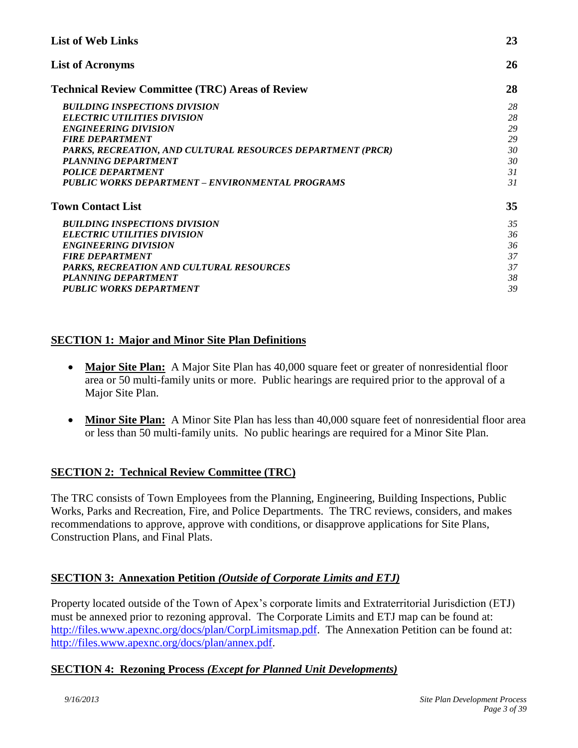| | |
|---|---|
| **List of Web Links** | **23** |
| **List of Acronyms** | **26** |
| **Technical Review Committee (TRC) Areas of Review** | **28** |
| *BUILDING INSPECTIONS DIVISION* | *28* |
| *ELECTRIC UTILITIES DIVISION* | *28* |
| *ENGINEERING DIVISION* | *29* |
| *FIRE DEPARTMENT* | *29* |
| *PARKS, RECREATION, AND CULTURAL RESOURCES DEPARTMENT (PRCR)* | *30* |
| *PLANNING DEPARTMENT* | *30* |
| *POLICE DEPARTMENT* | *31* |
| *PUBLIC WORKS DEPARTMENT – ENVIRONMENTAL PROGRAMS* | *31* |
| **Town Contact List** | **35** |
| *BUILDING INSPECTIONS DIVISION* | *35* |
| *ELECTRIC UTILITIES DIVISION* | *36* |
| *ENGINEERING DIVISION* | *36* |
| *FIRE DEPARTMENT* | *37* |
| *PARKS, RECREATION AND CULTURAL RESOURCES* | *37* |
| *PLANNING DEPARTMENT* | *38* |
| *PUBLIC WORKS DEPARTMENT* | *39* |

## SECTION 1: Major and Minor Site Plan Definitions

- **Major Site Plan:** A Major Site Plan has 40,000 square feet or greater of nonresidential floor area or 50 multi-family units or more. Public hearings are required prior to the approval of a Major Site Plan.

- **Minor Site Plan:** A Minor Site Plan has less than 40,000 square feet of nonresidential floor area or less than 50 multi-family units. No public hearings are required for a Minor Site Plan.

## SECTION 2: Technical Review Committee (TRC)

The TRC consists of Town Employees from the Planning, Engineering, Building Inspections, Public Works, Parks and Recreation, Fire, and Police Departments. The TRC reviews, considers, and makes recommendations to approve, approve with conditions, or disapprove applications for Site Plans, Construction Plans, and Final Plats.

## SECTION 3: Annexation Petition *(Outside of Corporate Limits and ETJ)*

Property located outside of the Town of Apex's corporate limits and Extraterritorial Jurisdiction (ETJ) must be annexed prior to rezoning approval. The Corporate Limits and ETJ map can be found at: http://files.www.apexnc.org/docs/plan/CorpLimitsmap.pdf. The Annexation Petition can be found at: http://files.www.apexnc.org/docs/plan/annex.pdf.

## SECTION 4: Rezoning Process *(Except for Planned Unit Developments)*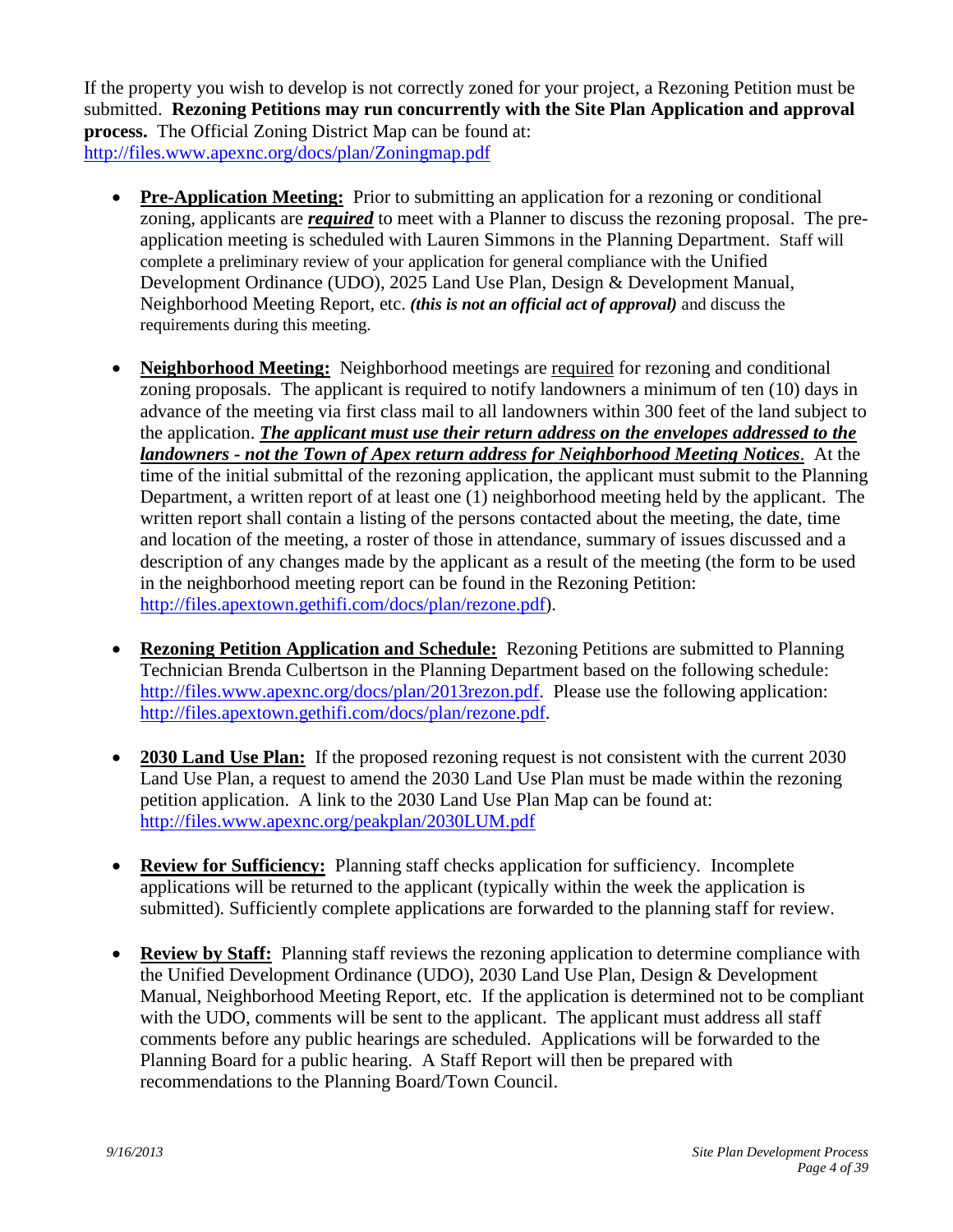If the property you wish to develop is not correctly zoned for your project, a Rezoning Petition must be submitted. **Rezoning Petitions may run concurrently with the Site Plan Application and approval process.** The Official Zoning District Map can be found at: http://files.www.apexnc.org/docs/plan/Zoningmap.pdf

- **Pre-Application Meeting:** Prior to submitting an application for a rezoning or conditional zoning, applicants are ***required*** to meet with a Planner to discuss the rezoning proposal. The pre-application meeting is scheduled with Lauren Simmons in the Planning Department. Staff will complete a preliminary review of your application for general compliance with the Unified Development Ordinance (UDO), 2025 Land Use Plan, Design & Development Manual, Neighborhood Meeting Report, etc. ***(this is not an official act of approval)*** and discuss the requirements during this meeting.

- **Neighborhood Meeting:** Neighborhood meetings are required for rezoning and conditional zoning proposals. The applicant is required to notify landowners a minimum of ten (10) days in advance of the meeting via first class mail to all landowners within 300 feet of the land subject to the application. ***The applicant must use their return address on the envelopes addressed to the landowners - not the Town of Apex return address for Neighborhood Meeting Notices***. At the time of the initial submittal of the rezoning application, the applicant must submit to the Planning Department, a written report of at least one (1) neighborhood meeting held by the applicant. The written report shall contain a listing of the persons contacted about the meeting, the date, time and location of the meeting, a roster of those in attendance, summary of issues discussed and a description of any changes made by the applicant as a result of the meeting (the form to be used in the neighborhood meeting report can be found in the Rezoning Petition: http://files.apextown.gethifi.com/docs/plan/rezone.pdf).

- **Rezoning Petition Application and Schedule:** Rezoning Petitions are submitted to Planning Technician Brenda Culbertson in the Planning Department based on the following schedule: http://files.www.apexnc.org/docs/plan/2013rezon.pdf. Please use the following application: http://files.apextown.gethifi.com/docs/plan/rezone.pdf.

- **2030 Land Use Plan:** If the proposed rezoning request is not consistent with the current 2030 Land Use Plan, a request to amend the 2030 Land Use Plan must be made within the rezoning petition application. A link to the 2030 Land Use Plan Map can be found at: http://files.www.apexnc.org/peakplan/2030LUM.pdf

- **Review for Sufficiency:** Planning staff checks application for sufficiency. Incomplete applications will be returned to the applicant (typically within the week the application is submitted). Sufficiently complete applications are forwarded to the planning staff for review.

- **Review by Staff:** Planning staff reviews the rezoning application to determine compliance with the Unified Development Ordinance (UDO), 2030 Land Use Plan, Design & Development Manual, Neighborhood Meeting Report, etc. If the application is determined not to be compliant with the UDO, comments will be sent to the applicant. The applicant must address all staff comments before any public hearings are scheduled. Applications will be forwarded to the Planning Board for a public hearing. A Staff Report will then be prepared with recommendations to the Planning Board/Town Council.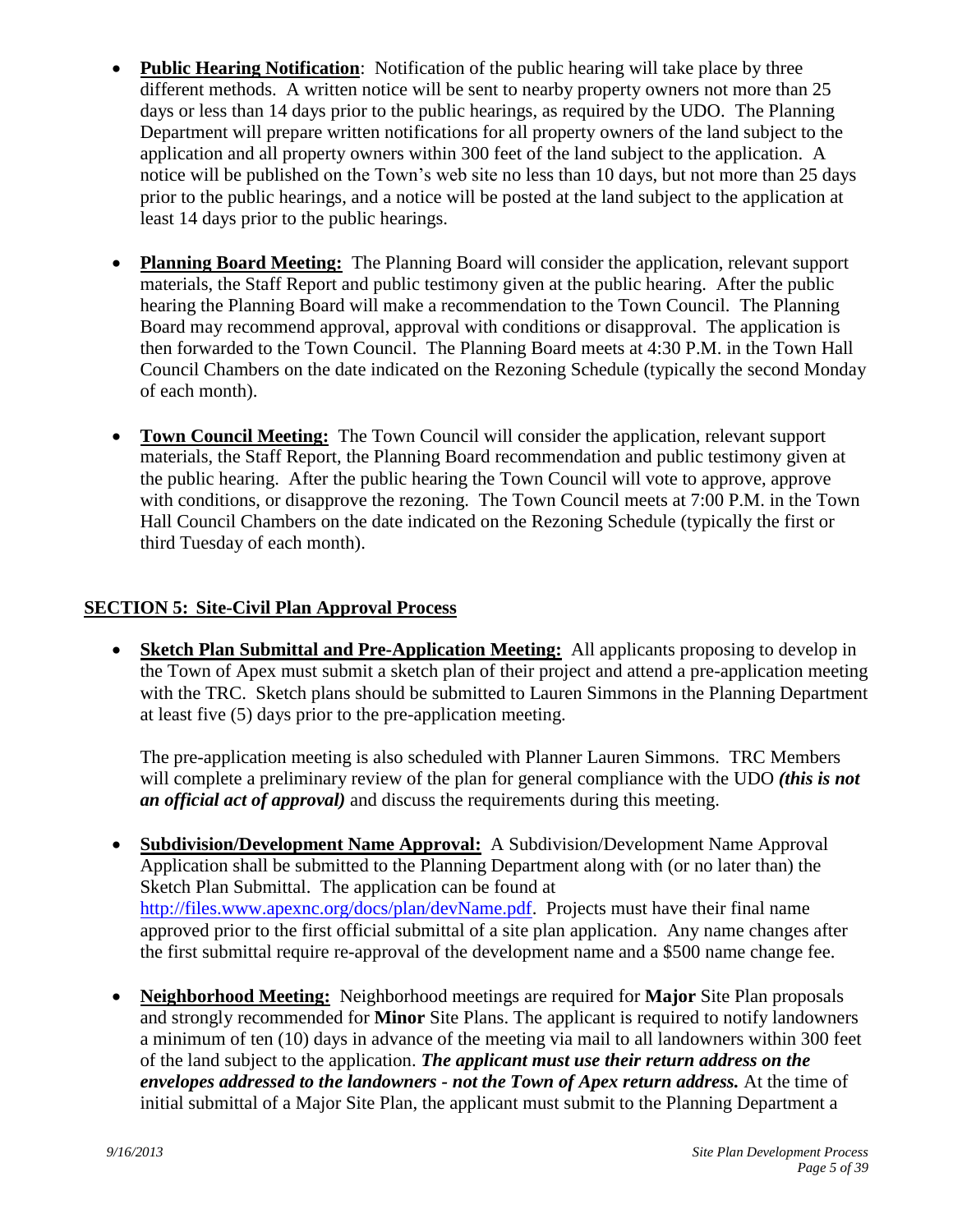- **Public Hearing Notification**: Notification of the public hearing will take place by three different methods. A written notice will be sent to nearby property owners not more than 25 days or less than 14 days prior to the public hearings, as required by the UDO. The Planning Department will prepare written notifications for all property owners of the land subject to the application and all property owners within 300 feet of the land subject to the application. A notice will be published on the Town's web site no less than 10 days, but not more than 25 days prior to the public hearings, and a notice will be posted at the land subject to the application at least 14 days prior to the public hearings.

- **Planning Board Meeting:** The Planning Board will consider the application, relevant support materials, the Staff Report and public testimony given at the public hearing. After the public hearing the Planning Board will make a recommendation to the Town Council. The Planning Board may recommend approval, approval with conditions or disapproval. The application is then forwarded to the Town Council. The Planning Board meets at 4:30 P.M. in the Town Hall Council Chambers on the date indicated on the Rezoning Schedule (typically the second Monday of each month).

- **Town Council Meeting:** The Town Council will consider the application, relevant support materials, the Staff Report, the Planning Board recommendation and public testimony given at the public hearing. After the public hearing the Town Council will vote to approve, approve with conditions, or disapprove the rezoning. The Town Council meets at 7:00 P.M. in the Town Hall Council Chambers on the date indicated on the Rezoning Schedule (typically the first or third Tuesday of each month).

## SECTION 5: Site-Civil Plan Approval Process

- **Sketch Plan Submittal and Pre-Application Meeting:** All applicants proposing to develop in the Town of Apex must submit a sketch plan of their project and attend a pre-application meeting with the TRC. Sketch plans should be submitted to Lauren Simmons in the Planning Department at least five (5) days prior to the pre-application meeting.

  The pre-application meeting is also scheduled with Planner Lauren Simmons. TRC Members will complete a preliminary review of the plan for general compliance with the UDO ***(this is not an official act of approval)*** and discuss the requirements during this meeting.

- **Subdivision/Development Name Approval:** A Subdivision/Development Name Approval Application shall be submitted to the Planning Department along with (or no later than) the Sketch Plan Submittal. The application can be found at [http://files.www.apexnc.org/docs/plan/devName.pdf](http://files.www.apexnc.org/docs/plan/devName.pdf). Projects must have their final name approved prior to the first official submittal of a site plan application. Any name changes after the first submittal require re-approval of the development name and a $500 name change fee.

- **Neighborhood Meeting:** Neighborhood meetings are required for **Major** Site Plan proposals and strongly recommended for **Minor** Site Plans. The applicant is required to notify landowners a minimum of ten (10) days in advance of the meeting via mail to all landowners within 300 feet of the land subject to the application. ***The applicant must use their return address on the envelopes addressed to the landowners - not the Town of Apex return address.*** At the time of initial submittal of a Major Site Plan, the applicant must submit to the Planning Department a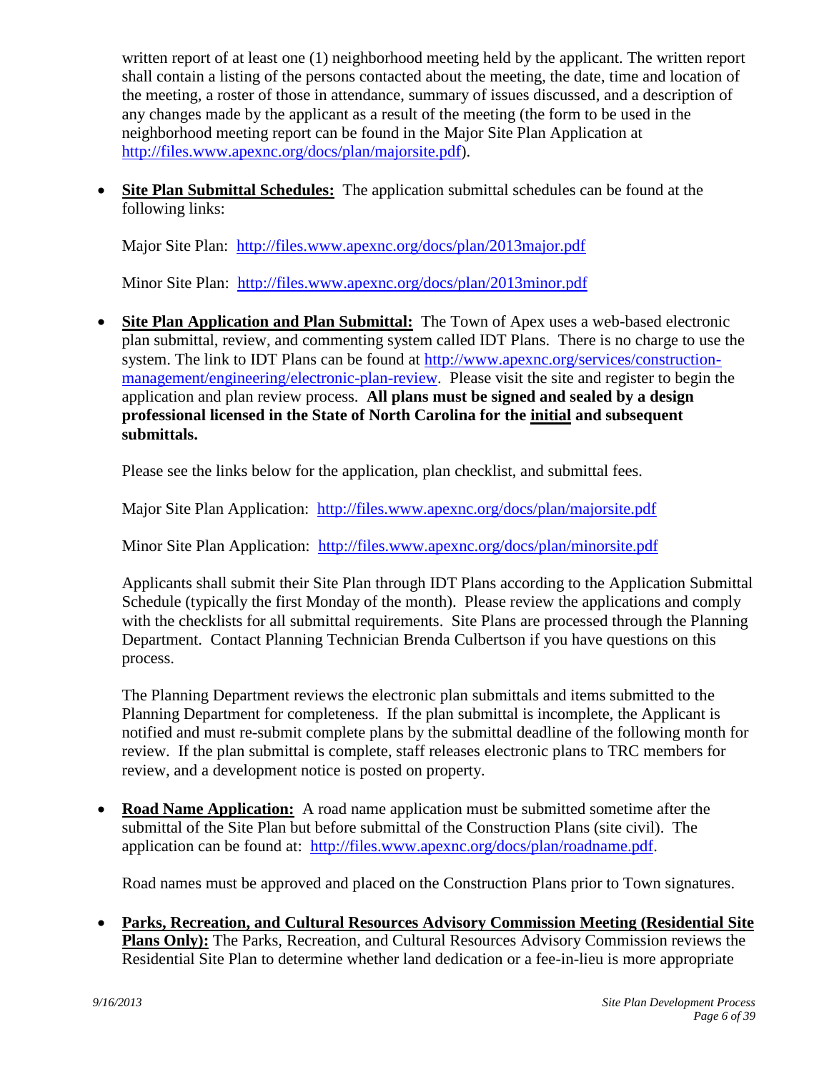written report of at least one (1) neighborhood meeting held by the applicant. The written report shall contain a listing of the persons contacted about the meeting, the date, time and location of the meeting, a roster of those in attendance, summary of issues discussed, and a description of any changes made by the applicant as a result of the meeting (the form to be used in the neighborhood meeting report can be found in the Major Site Plan Application at http://files.www.apexnc.org/docs/plan/majorsite.pdf).

- **Site Plan Submittal Schedules:** The application submittal schedules can be found at the following links:

  Major Site Plan: http://files.www.apexnc.org/docs/plan/2013major.pdf

  Minor Site Plan: http://files.www.apexnc.org/docs/plan/2013minor.pdf

- **Site Plan Application and Plan Submittal:** The Town of Apex uses a web-based electronic plan submittal, review, and commenting system called IDT Plans. There is no charge to use the system. The link to IDT Plans can be found at http://www.apexnc.org/services/construction-management/engineering/electronic-plan-review. Please visit the site and register to begin the application and plan review process. **All plans must be signed and sealed by a design professional licensed in the State of North Carolina for the initial and subsequent submittals.**

  Please see the links below for the application, plan checklist, and submittal fees.

  Major Site Plan Application: http://files.www.apexnc.org/docs/plan/majorsite.pdf

  Minor Site Plan Application: http://files.www.apexnc.org/docs/plan/minorsite.pdf

  Applicants shall submit their Site Plan through IDT Plans according to the Application Submittal Schedule (typically the first Monday of the month). Please review the applications and comply with the checklists for all submittal requirements. Site Plans are processed through the Planning Department. Contact Planning Technician Brenda Culbertson if you have questions on this process.

  The Planning Department reviews the electronic plan submittals and items submitted to the Planning Department for completeness. If the plan submittal is incomplete, the Applicant is notified and must re-submit complete plans by the submittal deadline of the following month for review. If the plan submittal is complete, staff releases electronic plans to TRC members for review, and a development notice is posted on property.

- **Road Name Application:** A road name application must be submitted sometime after the submittal of the Site Plan but before submittal of the Construction Plans (site civil). The application can be found at: http://files.www.apexnc.org/docs/plan/roadname.pdf.

  Road names must be approved and placed on the Construction Plans prior to Town signatures.

- **Parks, Recreation, and Cultural Resources Advisory Commission Meeting (Residential Site Plans Only):** The Parks, Recreation, and Cultural Resources Advisory Commission reviews the Residential Site Plan to determine whether land dedication or a fee-in-lieu is more appropriate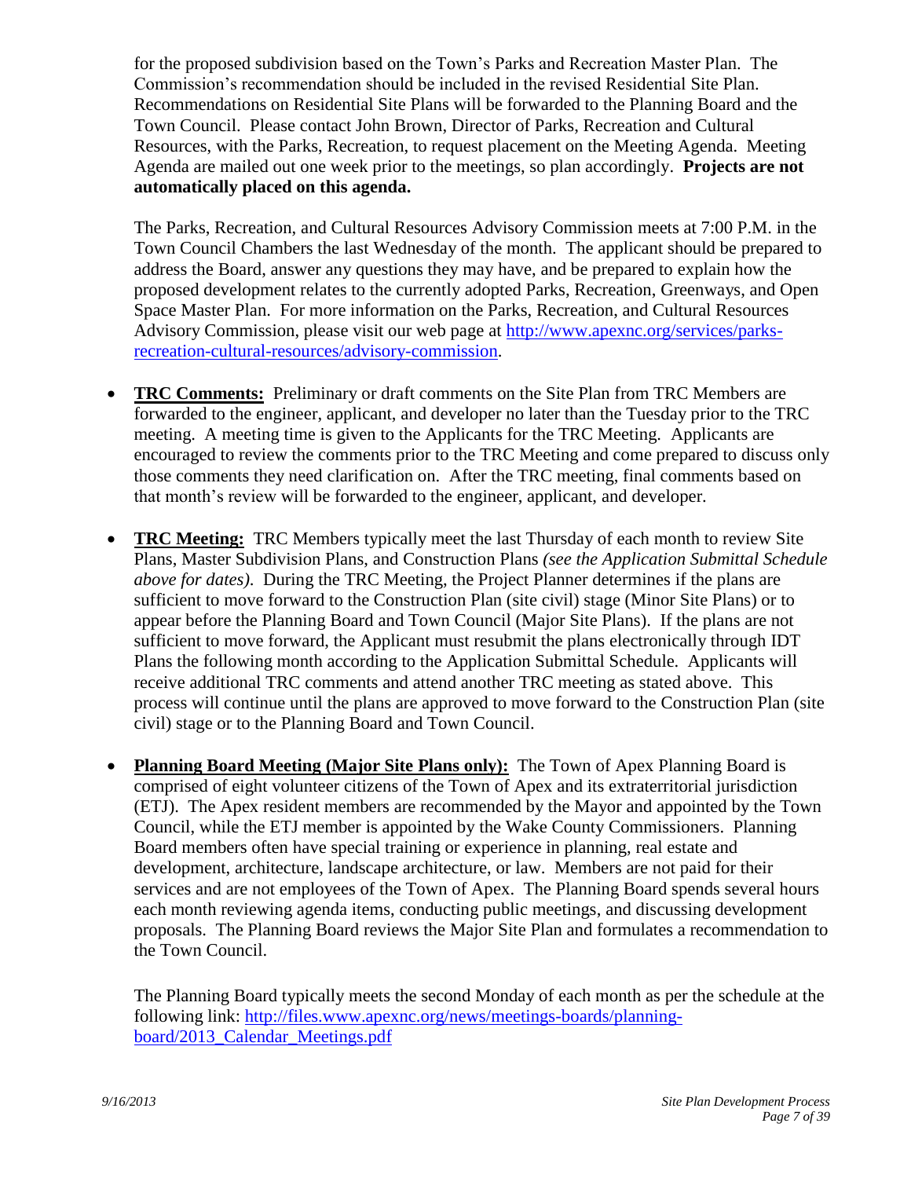for the proposed subdivision based on the Town's Parks and Recreation Master Plan. The Commission's recommendation should be included in the revised Residential Site Plan. Recommendations on Residential Site Plans will be forwarded to the Planning Board and the Town Council. Please contact John Brown, Director of Parks, Recreation and Cultural Resources, with the Parks, Recreation, to request placement on the Meeting Agenda. Meeting Agenda are mailed out one week prior to the meetings, so plan accordingly. **Projects are not automatically placed on this agenda.**

The Parks, Recreation, and Cultural Resources Advisory Commission meets at 7:00 P.M. in the Town Council Chambers the last Wednesday of the month. The applicant should be prepared to address the Board, answer any questions they may have, and be prepared to explain how the proposed development relates to the currently adopted Parks, Recreation, Greenways, and Open Space Master Plan. For more information on the Parks, Recreation, and Cultural Resources Advisory Commission, please visit our web page at [http://www.apexnc.org/services/parks-recreation-cultural-resources/advisory-commission](http://www.apexnc.org/services/parks-recreation-cultural-resources/advisory-commission).

- **TRC Comments:** Preliminary or draft comments on the Site Plan from TRC Members are forwarded to the engineer, applicant, and developer no later than the Tuesday prior to the TRC meeting. A meeting time is given to the Applicants for the TRC Meeting. Applicants are encouraged to review the comments prior to the TRC Meeting and come prepared to discuss only those comments they need clarification on. After the TRC meeting, final comments based on that month's review will be forwarded to the engineer, applicant, and developer.

- **TRC Meeting:** TRC Members typically meet the last Thursday of each month to review Site Plans, Master Subdivision Plans, and Construction Plans *(see the Application Submittal Schedule above for dates)*. During the TRC Meeting, the Project Planner determines if the plans are sufficient to move forward to the Construction Plan (site civil) stage (Minor Site Plans) or to appear before the Planning Board and Town Council (Major Site Plans). If the plans are not sufficient to move forward, the Applicant must resubmit the plans electronically through IDT Plans the following month according to the Application Submittal Schedule. Applicants will receive additional TRC comments and attend another TRC meeting as stated above. This process will continue until the plans are approved to move forward to the Construction Plan (site civil) stage or to the Planning Board and Town Council.

- **Planning Board Meeting (Major Site Plans only):** The Town of Apex Planning Board is comprised of eight volunteer citizens of the Town of Apex and its extraterritorial jurisdiction (ETJ). The Apex resident members are recommended by the Mayor and appointed by the Town Council, while the ETJ member is appointed by the Wake County Commissioners. Planning Board members often have special training or experience in planning, real estate and development, architecture, landscape architecture, or law. Members are not paid for their services and are not employees of the Town of Apex. The Planning Board spends several hours each month reviewing agenda items, conducting public meetings, and discussing development proposals. The Planning Board reviews the Major Site Plan and formulates a recommendation to the Town Council.

  The Planning Board typically meets the second Monday of each month as per the schedule at the following link: [http://files.www.apexnc.org/news/meetings-boards/planning-board/2013_Calendar_Meetings.pdf](http://files.www.apexnc.org/news/meetings-boards/planning-board/2013_Calendar_Meetings.pdf)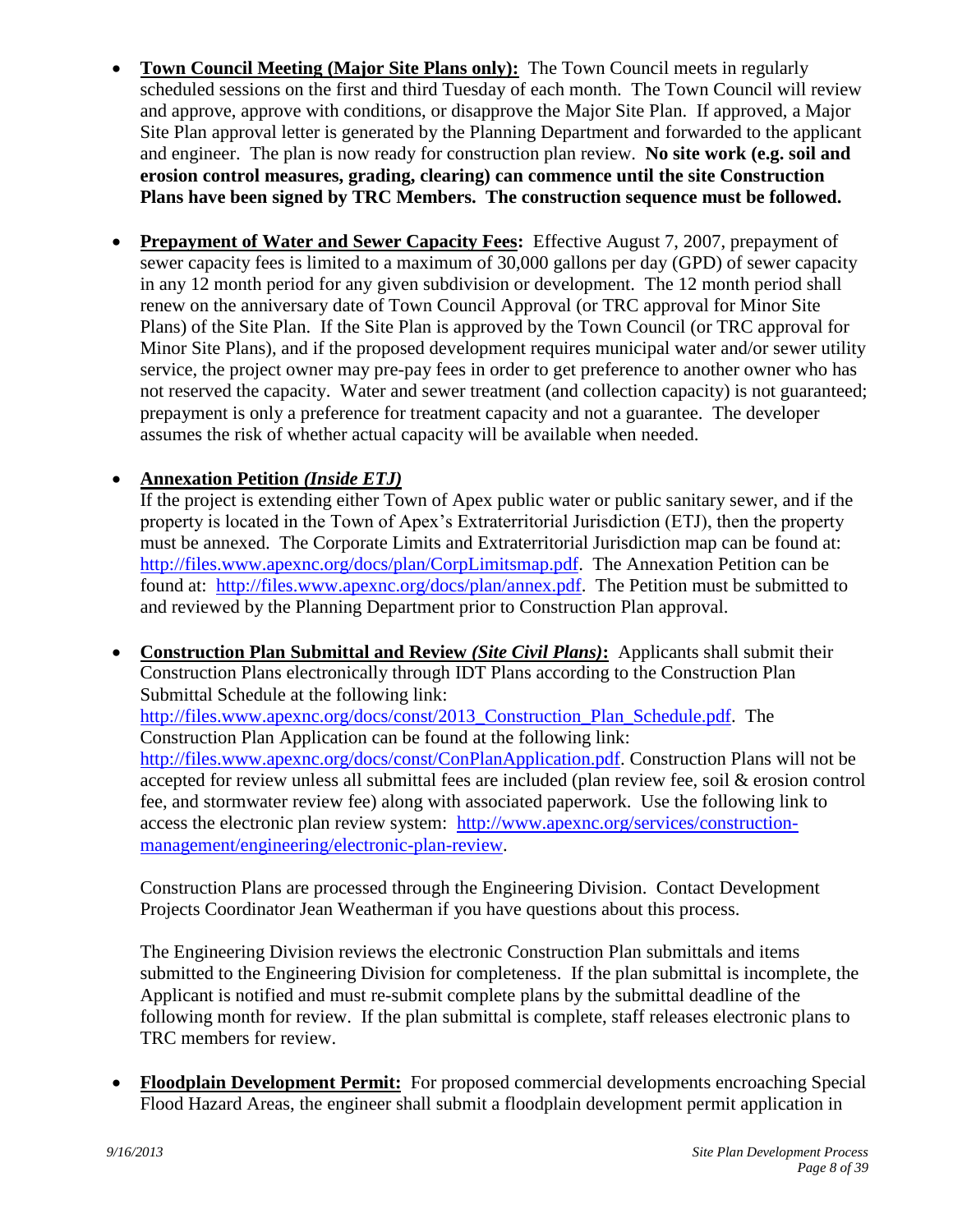- **Town Council Meeting (Major Site Plans only):** The Town Council meets in regularly scheduled sessions on the first and third Tuesday of each month. The Town Council will review and approve, approve with conditions, or disapprove the Major Site Plan. If approved, a Major Site Plan approval letter is generated by the Planning Department and forwarded to the applicant and engineer. The plan is now ready for construction plan review. **No site work (e.g. soil and erosion control measures, grading, clearing) can commence until the site Construction Plans have been signed by TRC Members. The construction sequence must be followed.**

- **Prepayment of Water and Sewer Capacity Fees:** Effective August 7, 2007, prepayment of sewer capacity fees is limited to a maximum of 30,000 gallons per day (GPD) of sewer capacity in any 12 month period for any given subdivision or development. The 12 month period shall renew on the anniversary date of Town Council Approval (or TRC approval for Minor Site Plans) of the Site Plan. If the Site Plan is approved by the Town Council (or TRC approval for Minor Site Plans), and if the proposed development requires municipal water and/or sewer utility service, the project owner may pre-pay fees in order to get preference to another owner who has not reserved the capacity. Water and sewer treatment (and collection capacity) is not guaranteed; prepayment is only a preference for treatment capacity and not a guarantee. The developer assumes the risk of whether actual capacity will be available when needed.

- **Annexation Petition *(Inside ETJ)***
  If the project is extending either Town of Apex public water or public sanitary sewer, and if the property is located in the Town of Apex's Extraterritorial Jurisdiction (ETJ), then the property must be annexed. The Corporate Limits and Extraterritorial Jurisdiction map can be found at: http://files.www.apexnc.org/docs/plan/CorpLimitsmap.pdf. The Annexation Petition can be found at: http://files.www.apexnc.org/docs/plan/annex.pdf. The Petition must be submitted to and reviewed by the Planning Department prior to Construction Plan approval.

- **Construction Plan Submittal and Review *(Site Civil Plans)*:** Applicants shall submit their Construction Plans electronically through IDT Plans according to the Construction Plan Submittal Schedule at the following link: http://files.www.apexnc.org/docs/const/2013_Construction_Plan_Schedule.pdf. The Construction Plan Application can be found at the following link: http://files.www.apexnc.org/docs/const/ConPlanApplication.pdf. Construction Plans will not be accepted for review unless all submittal fees are included (plan review fee, soil & erosion control fee, and stormwater review fee) along with associated paperwork. Use the following link to access the electronic plan review system: http://www.apexnc.org/services/construction-management/engineering/electronic-plan-review.

  Construction Plans are processed through the Engineering Division. Contact Development Projects Coordinator Jean Weatherman if you have questions about this process.

  The Engineering Division reviews the electronic Construction Plan submittals and items submitted to the Engineering Division for completeness. If the plan submittal is incomplete, the Applicant is notified and must re-submit complete plans by the submittal deadline of the following month for review. If the plan submittal is complete, staff releases electronic plans to TRC members for review.

- **Floodplain Development Permit:** For proposed commercial developments encroaching Special Flood Hazard Areas, the engineer shall submit a floodplain development permit application in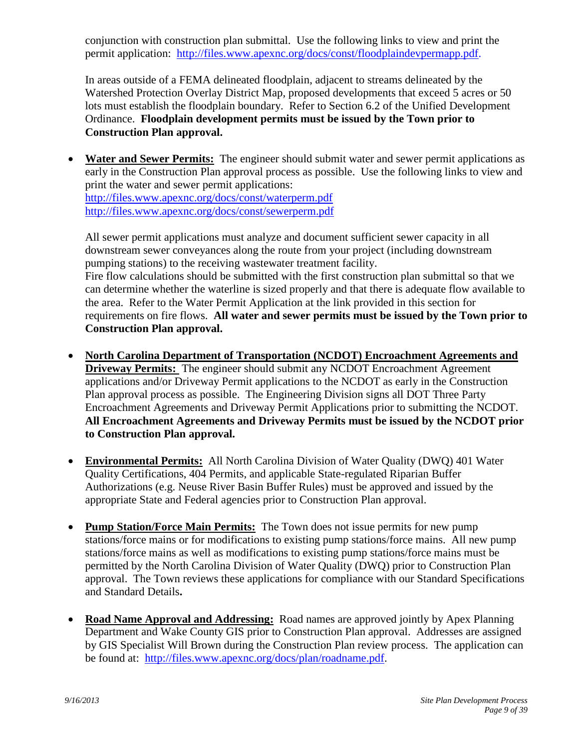conjunction with construction plan submittal. Use the following links to view and print the permit application: http://files.www.apexnc.org/docs/const/floodplaindevpermapp.pdf.

In areas outside of a FEMA delineated floodplain, adjacent to streams delineated by the Watershed Protection Overlay District Map, proposed developments that exceed 5 acres or 50 lots must establish the floodplain boundary. Refer to Section 6.2 of the Unified Development Ordinance. **Floodplain development permits must be issued by the Town prior to Construction Plan approval.**

- **Water and Sewer Permits:** The engineer should submit water and sewer permit applications as early in the Construction Plan approval process as possible. Use the following links to view and print the water and sewer permit applications:
  http://files.www.apexnc.org/docs/const/waterperm.pdf
  http://files.www.apexnc.org/docs/const/sewerperm.pdf

  All sewer permit applications must analyze and document sufficient sewer capacity in all downstream sewer conveyances along the route from your project (including downstream pumping stations) to the receiving wastewater treatment facility.
  Fire flow calculations should be submitted with the first construction plan submittal so that we can determine whether the waterline is sized properly and that there is adequate flow available to the area. Refer to the Water Permit Application at the link provided in this section for requirements on fire flows. **All water and sewer permits must be issued by the Town prior to Construction Plan approval.**

- **North Carolina Department of Transportation (NCDOT) Encroachment Agreements and Driveway Permits:** The engineer should submit any NCDOT Encroachment Agreement applications and/or Driveway Permit applications to the NCDOT as early in the Construction Plan approval process as possible. The Engineering Division signs all DOT Three Party Encroachment Agreements and Driveway Permit Applications prior to submitting the NCDOT. **All Encroachment Agreements and Driveway Permits must be issued by the NCDOT prior to Construction Plan approval.**

- **Environmental Permits:** All North Carolina Division of Water Quality (DWQ) 401 Water Quality Certifications, 404 Permits, and applicable State-regulated Riparian Buffer Authorizations (e.g. Neuse River Basin Buffer Rules) must be approved and issued by the appropriate State and Federal agencies prior to Construction Plan approval.

- **Pump Station/Force Main Permits:** The Town does not issue permits for new pump stations/force mains or for modifications to existing pump stations/force mains. All new pump stations/force mains as well as modifications to existing pump stations/force mains must be permitted by the North Carolina Division of Water Quality (DWQ) prior to Construction Plan approval. The Town reviews these applications for compliance with our Standard Specifications and Standard Details**.**

- **Road Name Approval and Addressing:** Road names are approved jointly by Apex Planning Department and Wake County GIS prior to Construction Plan approval. Addresses are assigned by GIS Specialist Will Brown during the Construction Plan review process. The application can be found at: http://files.www.apexnc.org/docs/plan/roadname.pdf.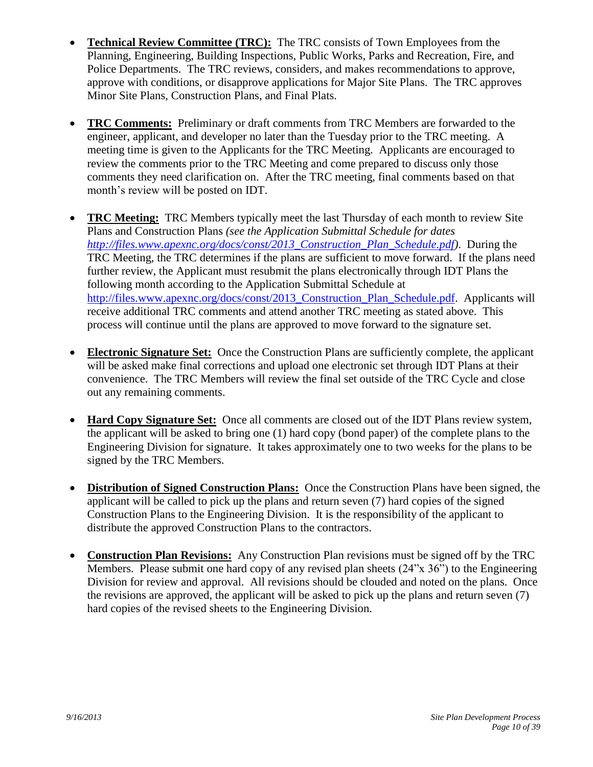- **Technical Review Committee (TRC):** The TRC consists of Town Employees from the Planning, Engineering, Building Inspections, Public Works, Parks and Recreation, Fire, and Police Departments. The TRC reviews, considers, and makes recommendations to approve, approve with conditions, or disapprove applications for Major Site Plans. The TRC approves Minor Site Plans, Construction Plans, and Final Plats.

- **TRC Comments:** Preliminary or draft comments from TRC Members are forwarded to the engineer, applicant, and developer no later than the Tuesday prior to the TRC meeting. A meeting time is given to the Applicants for the TRC Meeting. Applicants are encouraged to review the comments prior to the TRC Meeting and come prepared to discuss only those comments they need clarification on. After the TRC meeting, final comments based on that month's review will be posted on IDT.

- **TRC Meeting:** TRC Members typically meet the last Thursday of each month to review Site Plans and Construction Plans *(see the Application Submittal Schedule for dates http://files.www.apexnc.org/docs/const/2013_Construction_Plan_Schedule.pdf)*. During the TRC Meeting, the TRC determines if the plans are sufficient to move forward. If the plans need further review, the Applicant must resubmit the plans electronically through IDT Plans the following month according to the Application Submittal Schedule at http://files.www.apexnc.org/docs/const/2013_Construction_Plan_Schedule.pdf. Applicants will receive additional TRC comments and attend another TRC meeting as stated above. This process will continue until the plans are approved to move forward to the signature set.

- **Electronic Signature Set:** Once the Construction Plans are sufficiently complete, the applicant will be asked make final corrections and upload one electronic set through IDT Plans at their convenience. The TRC Members will review the final set outside of the TRC Cycle and close out any remaining comments.

- **Hard Copy Signature Set:** Once all comments are closed out of the IDT Plans review system, the applicant will be asked to bring one (1) hard copy (bond paper) of the complete plans to the Engineering Division for signature. It takes approximately one to two weeks for the plans to be signed by the TRC Members.

- **Distribution of Signed Construction Plans:** Once the Construction Plans have been signed, the applicant will be called to pick up the plans and return seven (7) hard copies of the signed Construction Plans to the Engineering Division. It is the responsibility of the applicant to distribute the approved Construction Plans to the contractors.

- **Construction Plan Revisions:** Any Construction Plan revisions must be signed off by the TRC Members. Please submit one hard copy of any revised plan sheets (24"x 36") to the Engineering Division for review and approval. All revisions should be clouded and noted on the plans. Once the revisions are approved, the applicant will be asked to pick up the plans and return seven (7) hard copies of the revised sheets to the Engineering Division.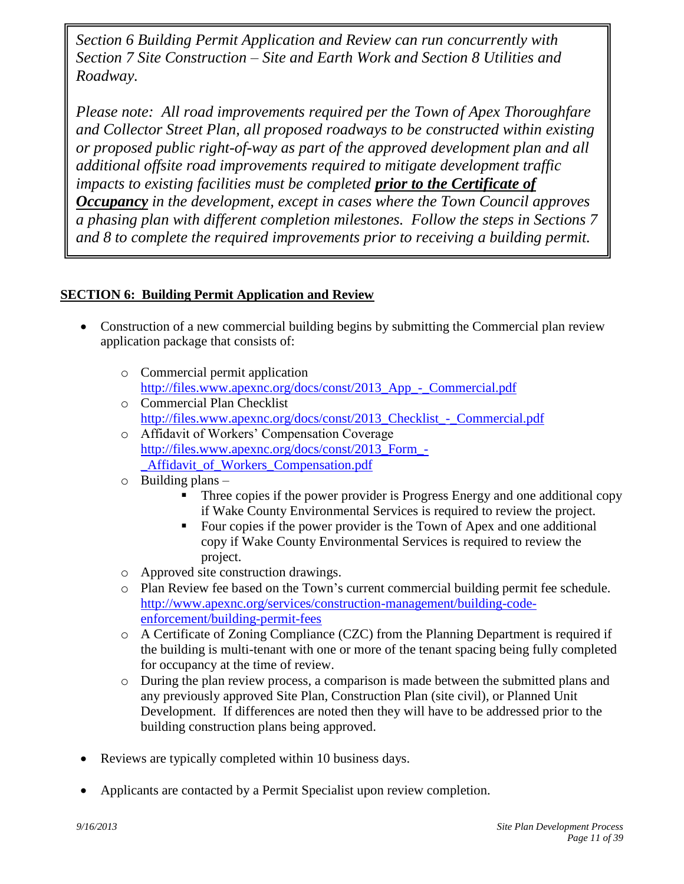*Section 6 Building Permit Application and Review can run concurrently with Section 7 Site Construction – Site and Earth Work and Section 8 Utilities and Roadway.*

*Please note: All road improvements required per the Town of Apex Thoroughfare and Collector Street Plan, all proposed roadways to be constructed within existing or proposed public right-of-way as part of the approved development plan and all additional offsite road improvements required to mitigate development traffic impacts to existing facilities must be completed **prior to the Certificate of Occupancy** in the development, except in cases where the Town Council approves a phasing plan with different completion milestones. Follow the steps in Sections 7 and 8 to complete the required improvements prior to receiving a building permit.*

## SECTION 6: Building Permit Application and Review

- Construction of a new commercial building begins by submitting the Commercial plan review application package that consists of:
  - Commercial permit application http://files.www.apexnc.org/docs/const/2013_App_-_Commercial.pdf
  - Commercial Plan Checklist http://files.www.apexnc.org/docs/const/2013_Checklist_-_Commercial.pdf
  - Affidavit of Workers' Compensation Coverage http://files.www.apexnc.org/docs/const/2013_Form_-_Affidavit_of_Workers_Compensation.pdf
  - Building plans –
    - Three copies if the power provider is Progress Energy and one additional copy if Wake County Environmental Services is required to review the project.
    - Four copies if the power provider is the Town of Apex and one additional copy if Wake County Environmental Services is required to review the project.
  - Approved site construction drawings.
  - Plan Review fee based on the Town's current commercial building permit fee schedule. http://www.apexnc.org/services/construction-management/building-code-enforcement/building-permit-fees
  - A Certificate of Zoning Compliance (CZC) from the Planning Department is required if the building is multi-tenant with one or more of the tenant spacing being fully completed for occupancy at the time of review.
  - During the plan review process, a comparison is made between the submitted plans and any previously approved Site Plan, Construction Plan (site civil), or Planned Unit Development. If differences are noted then they will have to be addressed prior to the building construction plans being approved.
- Reviews are typically completed within 10 business days.
- Applicants are contacted by a Permit Specialist upon review completion.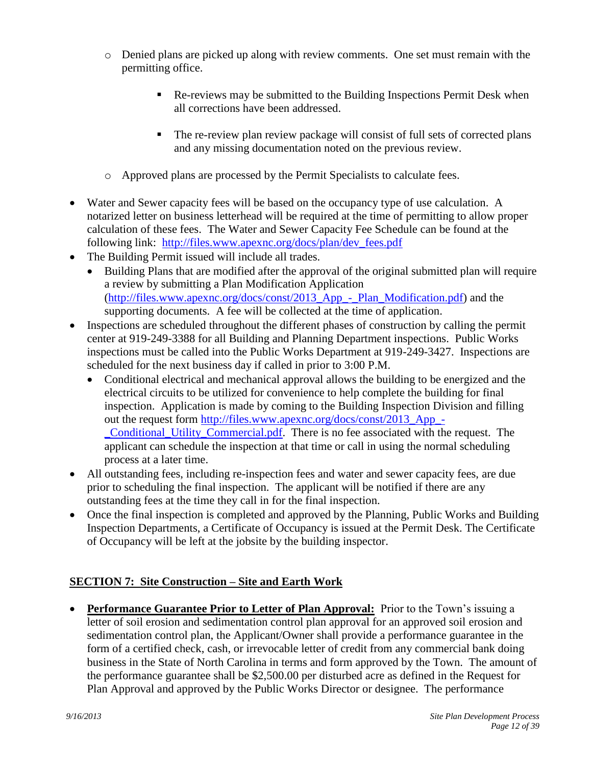- Denied plans are picked up along with review comments. One set must remain with the permitting office.
    - Re-reviews may be submitted to the Building Inspections Permit Desk when all corrections have been addressed.
    - The re-review plan review package will consist of full sets of corrected plans and any missing documentation noted on the previous review.
  - Approved plans are processed by the Permit Specialists to calculate fees.

- Water and Sewer capacity fees will be based on the occupancy type of use calculation. A notarized letter on business letterhead will be required at the time of permitting to allow proper calculation of these fees. The Water and Sewer Capacity Fee Schedule can be found at the following link: http://files.www.apexnc.org/docs/plan/dev_fees.pdf
- The Building Permit issued will include all trades.
  - Building Plans that are modified after the approval of the original submitted plan will require a review by submitting a Plan Modification Application (http://files.www.apexnc.org/docs/const/2013_App_-_Plan_Modification.pdf) and the supporting documents. A fee will be collected at the time of application.
- Inspections are scheduled throughout the different phases of construction by calling the permit center at 919-249-3388 for all Building and Planning Department inspections. Public Works inspections must be called into the Public Works Department at 919-249-3427. Inspections are scheduled for the next business day if called in prior to 3:00 P.M.
  - Conditional electrical and mechanical approval allows the building to be energized and the electrical circuits to be utilized for convenience to help complete the building for final inspection. Application is made by coming to the Building Inspection Division and filling out the request form http://files.www.apexnc.org/docs/const/2013_App_-_Conditional_Utility_Commercial.pdf. There is no fee associated with the request. The applicant can schedule the inspection at that time or call in using the normal scheduling process at a later time.
- All outstanding fees, including re-inspection fees and water and sewer capacity fees, are due prior to scheduling the final inspection. The applicant will be notified if there are any outstanding fees at the time they call in for the final inspection.
- Once the final inspection is completed and approved by the Planning, Public Works and Building Inspection Departments, a Certificate of Occupancy is issued at the Permit Desk. The Certificate of Occupancy will be left at the jobsite by the building inspector.

## SECTION 7: Site Construction – Site and Earth Work

- **Performance Guarantee Prior to Letter of Plan Approval:** Prior to the Town's issuing a letter of soil erosion and sedimentation control plan approval for an approved soil erosion and sedimentation control plan, the Applicant/Owner shall provide a performance guarantee in the form of a certified check, cash, or irrevocable letter of credit from any commercial bank doing business in the State of North Carolina in terms and form approved by the Town. The amount of the performance guarantee shall be $2,500.00 per disturbed acre as defined in the Request for Plan Approval and approved by the Public Works Director or designee. The performance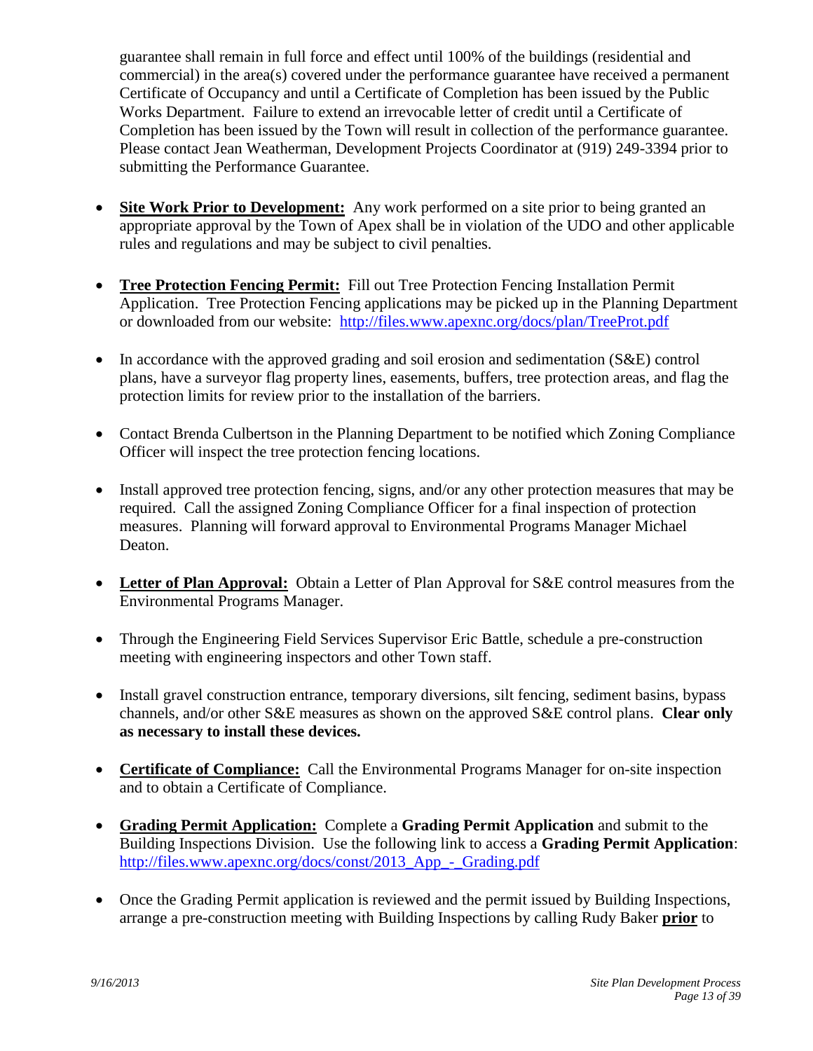guarantee shall remain in full force and effect until 100% of the buildings (residential and commercial) in the area(s) covered under the performance guarantee have received a permanent Certificate of Occupancy and until a Certificate of Completion has been issued by the Public Works Department. Failure to extend an irrevocable letter of credit until a Certificate of Completion has been issued by the Town will result in collection of the performance guarantee. Please contact Jean Weatherman, Development Projects Coordinator at (919) 249-3394 prior to submitting the Performance Guarantee.

- **Site Work Prior to Development:** Any work performed on a site prior to being granted an appropriate approval by the Town of Apex shall be in violation of the UDO and other applicable rules and regulations and may be subject to civil penalties.

- **Tree Protection Fencing Permit:** Fill out Tree Protection Fencing Installation Permit Application. Tree Protection Fencing applications may be picked up in the Planning Department or downloaded from our website: http://files.www.apexnc.org/docs/plan/TreeProt.pdf

- In accordance with the approved grading and soil erosion and sedimentation (S&E) control plans, have a surveyor flag property lines, easements, buffers, tree protection areas, and flag the protection limits for review prior to the installation of the barriers.

- Contact Brenda Culbertson in the Planning Department to be notified which Zoning Compliance Officer will inspect the tree protection fencing locations.

- Install approved tree protection fencing, signs, and/or any other protection measures that may be required. Call the assigned Zoning Compliance Officer for a final inspection of protection measures. Planning will forward approval to Environmental Programs Manager Michael Deaton.

- **Letter of Plan Approval:** Obtain a Letter of Plan Approval for S&E control measures from the Environmental Programs Manager.

- Through the Engineering Field Services Supervisor Eric Battle, schedule a pre-construction meeting with engineering inspectors and other Town staff.

- Install gravel construction entrance, temporary diversions, silt fencing, sediment basins, bypass channels, and/or other S&E measures as shown on the approved S&E control plans. **Clear only as necessary to install these devices.**

- **Certificate of Compliance:** Call the Environmental Programs Manager for on-site inspection and to obtain a Certificate of Compliance.

- **Grading Permit Application:** Complete a **Grading Permit Application** and submit to the Building Inspections Division. Use the following link to access a **Grading Permit Application**: http://files.www.apexnc.org/docs/const/2013_App_-_Grading.pdf

- Once the Grading Permit application is reviewed and the permit issued by Building Inspections, arrange a pre-construction meeting with Building Inspections by calling Rudy Baker **prior** to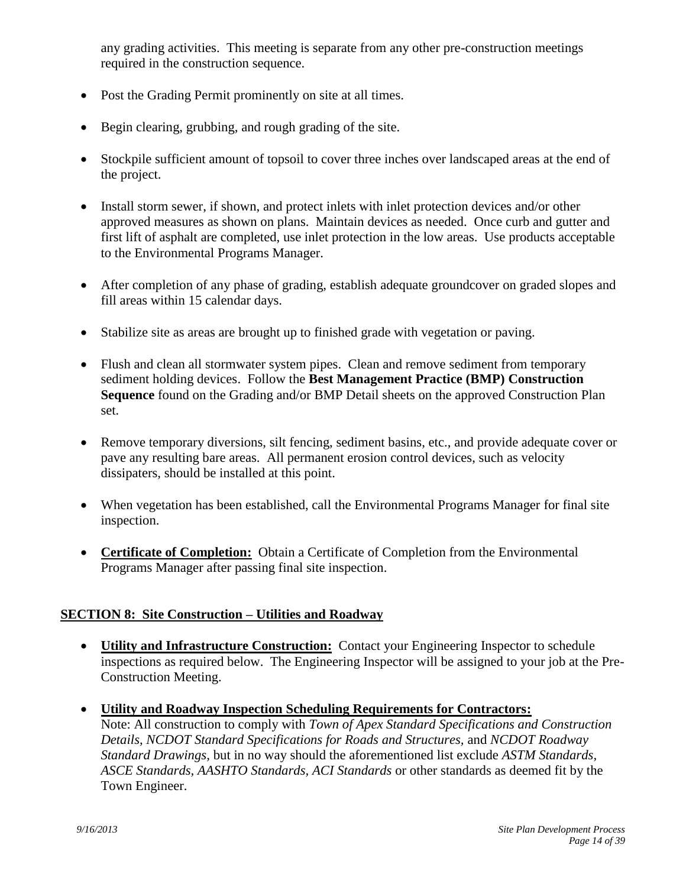any grading activities. This meeting is separate from any other pre-construction meetings required in the construction sequence.

- Post the Grading Permit prominently on site at all times.

- Begin clearing, grubbing, and rough grading of the site.

- Stockpile sufficient amount of topsoil to cover three inches over landscaped areas at the end of the project.

- Install storm sewer, if shown, and protect inlets with inlet protection devices and/or other approved measures as shown on plans. Maintain devices as needed. Once curb and gutter and first lift of asphalt are completed, use inlet protection in the low areas. Use products acceptable to the Environmental Programs Manager.

- After completion of any phase of grading, establish adequate groundcover on graded slopes and fill areas within 15 calendar days.

- Stabilize site as areas are brought up to finished grade with vegetation or paving.

- Flush and clean all stormwater system pipes. Clean and remove sediment from temporary sediment holding devices. Follow the **Best Management Practice (BMP) Construction Sequence** found on the Grading and/or BMP Detail sheets on the approved Construction Plan set.

- Remove temporary diversions, silt fencing, sediment basins, etc., and provide adequate cover or pave any resulting bare areas. All permanent erosion control devices, such as velocity dissipaters, should be installed at this point.

- When vegetation has been established, call the Environmental Programs Manager for final site inspection.

- **Certificate of Completion:** Obtain a Certificate of Completion from the Environmental Programs Manager after passing final site inspection.

## SECTION 8: Site Construction – Utilities and Roadway

- **Utility and Infrastructure Construction:** Contact your Engineering Inspector to schedule inspections as required below. The Engineering Inspector will be assigned to your job at the Pre-Construction Meeting.

- **Utility and Roadway Inspection Scheduling Requirements for Contractors:**
  Note: All construction to comply with *Town of Apex Standard Specifications and Construction Details*, *NCDOT Standard Specifications for Roads and Structures*, and *NCDOT Roadway Standard Drawings*, but in no way should the aforementioned list exclude *ASTM Standards*, *ASCE Standards*, *AASHTO Standards*, *ACI Standards* or other standards as deemed fit by the Town Engineer.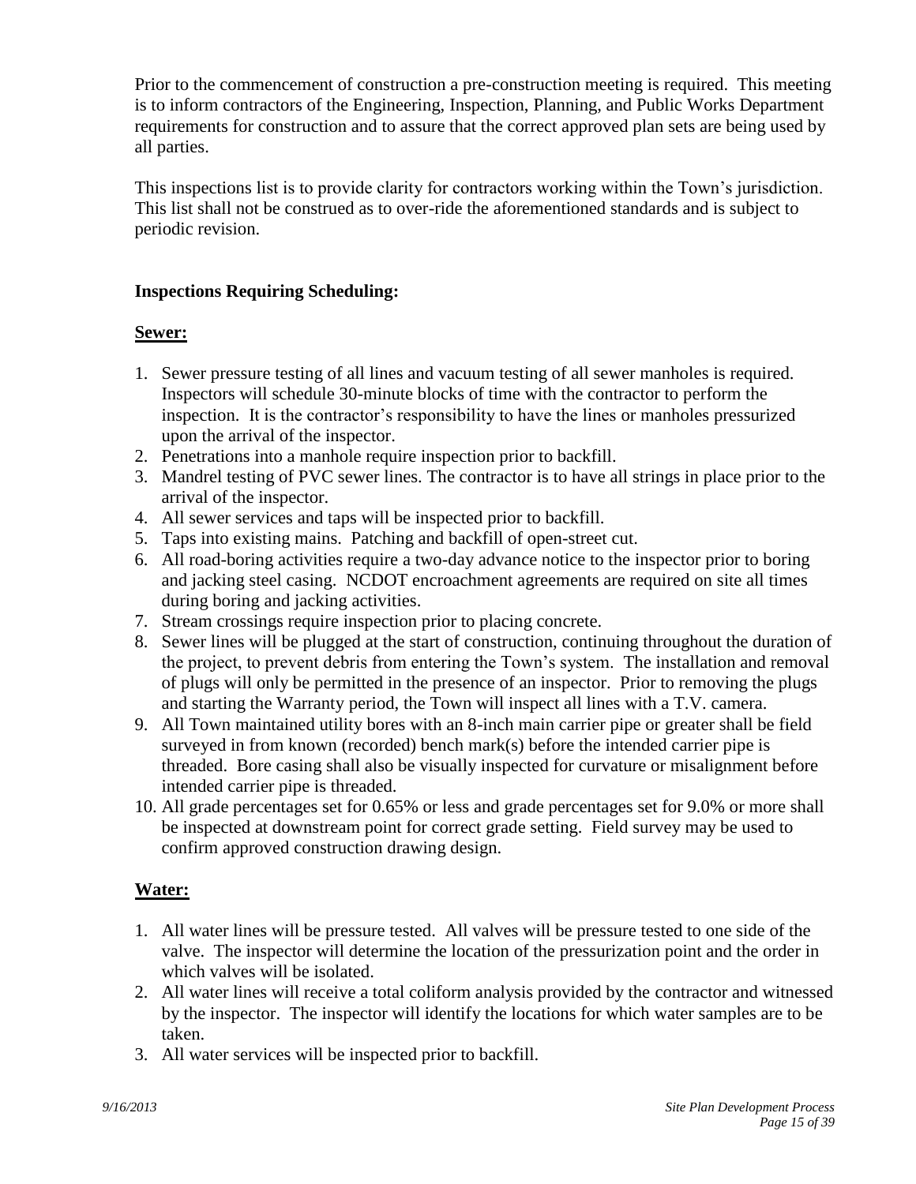Prior to the commencement of construction a pre-construction meeting is required. This meeting is to inform contractors of the Engineering, Inspection, Planning, and Public Works Department requirements for construction and to assure that the correct approved plan sets are being used by all parties.

This inspections list is to provide clarity for contractors working within the Town's jurisdiction. This list shall not be construed as to over-ride the aforementioned standards and is subject to periodic revision.

**Inspections Requiring Scheduling:**

**Sewer:**

1. Sewer pressure testing of all lines and vacuum testing of all sewer manholes is required. Inspectors will schedule 30-minute blocks of time with the contractor to perform the inspection. It is the contractor's responsibility to have the lines or manholes pressurized upon the arrival of the inspector.
2. Penetrations into a manhole require inspection prior to backfill.
3. Mandrel testing of PVC sewer lines. The contractor is to have all strings in place prior to the arrival of the inspector.
4. All sewer services and taps will be inspected prior to backfill.
5. Taps into existing mains. Patching and backfill of open-street cut.
6. All road-boring activities require a two-day advance notice to the inspector prior to boring and jacking steel casing. NCDOT encroachment agreements are required on site all times during boring and jacking activities.
7. Stream crossings require inspection prior to placing concrete.
8. Sewer lines will be plugged at the start of construction, continuing throughout the duration of the project, to prevent debris from entering the Town's system. The installation and removal of plugs will only be permitted in the presence of an inspector. Prior to removing the plugs and starting the Warranty period, the Town will inspect all lines with a T.V. camera.
9. All Town maintained utility bores with an 8-inch main carrier pipe or greater shall be field surveyed in from known (recorded) bench mark(s) before the intended carrier pipe is threaded. Bore casing shall also be visually inspected for curvature or misalignment before intended carrier pipe is threaded.
10. All grade percentages set for 0.65% or less and grade percentages set for 9.0% or more shall be inspected at downstream point for correct grade setting. Field survey may be used to confirm approved construction drawing design.

**Water:**

1. All water lines will be pressure tested. All valves will be pressure tested to one side of the valve. The inspector will determine the location of the pressurization point and the order in which valves will be isolated.
2. All water lines will receive a total coliform analysis provided by the contractor and witnessed by the inspector. The inspector will identify the locations for which water samples are to be taken.
3. All water services will be inspected prior to backfill.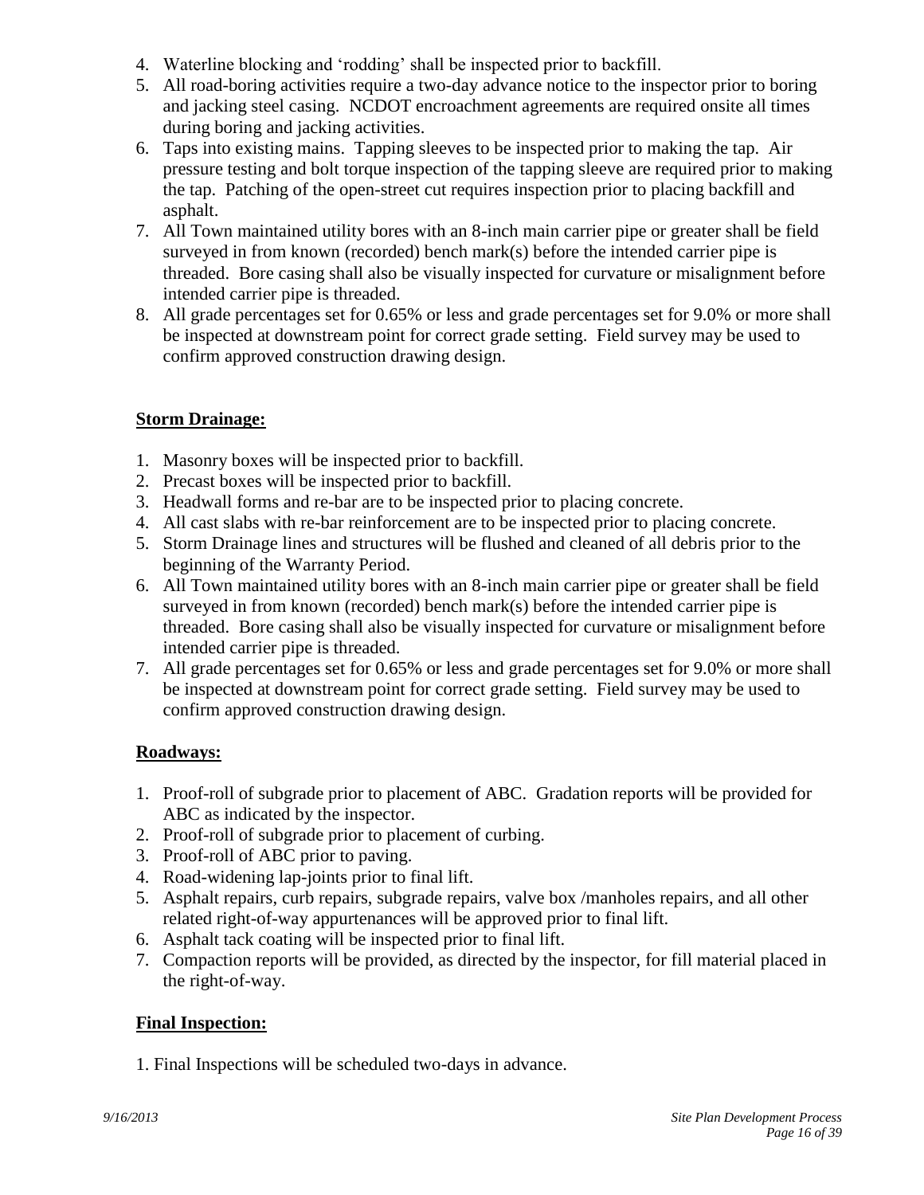4. Waterline blocking and 'rodding' shall be inspected prior to backfill.
5. All road-boring activities require a two-day advance notice to the inspector prior to boring and jacking steel casing. NCDOT encroachment agreements are required onsite all times during boring and jacking activities.
6. Taps into existing mains. Tapping sleeves to be inspected prior to making the tap. Air pressure testing and bolt torque inspection of the tapping sleeve are required prior to making the tap. Patching of the open-street cut requires inspection prior to placing backfill and asphalt.
7. All Town maintained utility bores with an 8-inch main carrier pipe or greater shall be field surveyed in from known (recorded) bench mark(s) before the intended carrier pipe is threaded. Bore casing shall also be visually inspected for curvature or misalignment before intended carrier pipe is threaded.
8. All grade percentages set for 0.65% or less and grade percentages set for 9.0% or more shall be inspected at downstream point for correct grade setting. Field survey may be used to confirm approved construction drawing design.

**Storm Drainage:**

1. Masonry boxes will be inspected prior to backfill.
2. Precast boxes will be inspected prior to backfill.
3. Headwall forms and re-bar are to be inspected prior to placing concrete.
4. All cast slabs with re-bar reinforcement are to be inspected prior to placing concrete.
5. Storm Drainage lines and structures will be flushed and cleaned of all debris prior to the beginning of the Warranty Period.
6. All Town maintained utility bores with an 8-inch main carrier pipe or greater shall be field surveyed in from known (recorded) bench mark(s) before the intended carrier pipe is threaded. Bore casing shall also be visually inspected for curvature or misalignment before intended carrier pipe is threaded.
7. All grade percentages set for 0.65% or less and grade percentages set for 9.0% or more shall be inspected at downstream point for correct grade setting. Field survey may be used to confirm approved construction drawing design.

**Roadways:**

1. Proof-roll of subgrade prior to placement of ABC. Gradation reports will be provided for ABC as indicated by the inspector.
2. Proof-roll of subgrade prior to placement of curbing.
3. Proof-roll of ABC prior to paving.
4. Road-widening lap-joints prior to final lift.
5. Asphalt repairs, curb repairs, subgrade repairs, valve box /manholes repairs, and all other related right-of-way appurtenances will be approved prior to final lift.
6. Asphalt tack coating will be inspected prior to final lift.
7. Compaction reports will be provided, as directed by the inspector, for fill material placed in the right-of-way.

**Final Inspection:**

1. Final Inspections will be scheduled two-days in advance.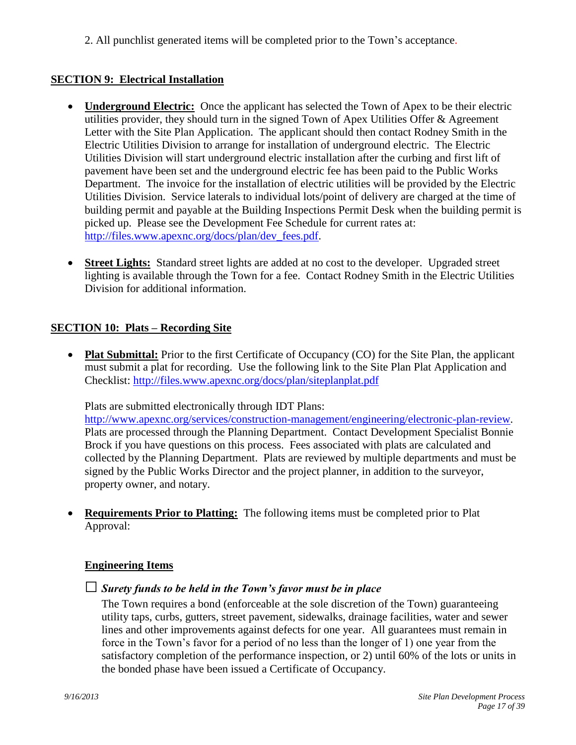2. All punchlist generated items will be completed prior to the Town's acceptance.

## SECTION 9: Electrical Installation

- **Underground Electric:** Once the applicant has selected the Town of Apex to be their electric utilities provider, they should turn in the signed Town of Apex Utilities Offer & Agreement Letter with the Site Plan Application. The applicant should then contact Rodney Smith in the Electric Utilities Division to arrange for installation of underground electric. The Electric Utilities Division will start underground electric installation after the curbing and first lift of pavement have been set and the underground electric fee has been paid to the Public Works Department. The invoice for the installation of electric utilities will be provided by the Electric Utilities Division. Service laterals to individual lots/point of delivery are charged at the time of building permit and payable at the Building Inspections Permit Desk when the building permit is picked up. Please see the Development Fee Schedule for current rates at: http://files.www.apexnc.org/docs/plan/dev_fees.pdf.

- **Street Lights:** Standard street lights are added at no cost to the developer. Upgraded street lighting is available through the Town for a fee. Contact Rodney Smith in the Electric Utilities Division for additional information.

## SECTION 10: Plats – Recording Site

- **Plat Submittal:** Prior to the first Certificate of Occupancy (CO) for the Site Plan, the applicant must submit a plat for recording. Use the following link to the Site Plan Plat Application and Checklist: http://files.www.apexnc.org/docs/plan/siteplanplat.pdf

  Plats are submitted electronically through IDT Plans: http://www.apexnc.org/services/construction-management/engineering/electronic-plan-review. Plats are processed through the Planning Department. Contact Development Specialist Bonnie Brock if you have questions on this process. Fees associated with plats are calculated and collected by the Planning Department. Plats are reviewed by multiple departments and must be signed by the Public Works Director and the project planner, in addition to the surveyor, property owner, and notary.

- **Requirements Prior to Platting:** The following items must be completed prior to Plat Approval:

  **Engineering Items**

  ☐ ***Surety funds to be held in the Town's favor must be in place***

  The Town requires a bond (enforceable at the sole discretion of the Town) guaranteeing utility taps, curbs, gutters, street pavement, sidewalks, drainage facilities, water and sewer lines and other improvements against defects for one year. All guarantees must remain in force in the Town's favor for a period of no less than the longer of 1) one year from the satisfactory completion of the performance inspection, or 2) until 60% of the lots or units in the bonded phase have been issued a Certificate of Occupancy.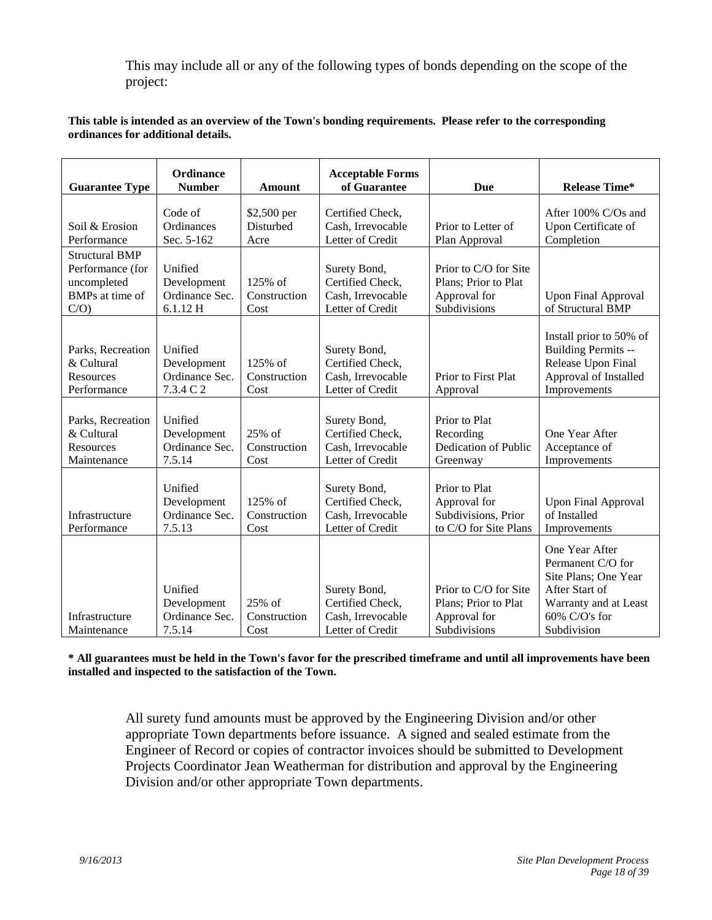This may include all or any of the following types of bonds depending on the scope of the project:

**This table is intended as an overview of the Town's bonding requirements. Please refer to the corresponding ordinances for additional details.**

| Guarantee Type | Ordinance Number | Amount | Acceptable Forms of Guarantee | Due | Release Time* |
|---|---|---|---|---|---|
| Soil & Erosion Performance | Code of Ordinances Sec. 5-162 | $2,500 per Disturbed Acre | Certified Check, Cash, Irrevocable Letter of Credit | Prior to Letter of Plan Approval | After 100% C/Os and Upon Certificate of Completion |
| Structural BMP Performance (for uncompleted BMPs at time of C/O) | Unified Development Ordinance Sec. 6.1.12 H | 125% of Construction Cost | Surety Bond, Certified Check, Cash, Irrevocable Letter of Credit | Prior to C/O for Site Plans; Prior to Plat Approval for Subdivisions | Upon Final Approval of Structural BMP |
| Parks, Recreation & Cultural Resources Performance | Unified Development Ordinance Sec. 7.3.4 C 2 | 125% of Construction Cost | Surety Bond, Certified Check, Cash, Irrevocable Letter of Credit | Prior to First Plat Approval | Install prior to 50% of Building Permits -- Release Upon Final Approval of Installed Improvements |
| Parks, Recreation & Cultural Resources Maintenance | Unified Development Ordinance Sec. 7.5.14 | 25% of Construction Cost | Surety Bond, Certified Check, Cash, Irrevocable Letter of Credit | Prior to Plat Recording Dedication of Public Greenway | One Year After Acceptance of Improvements |
| Infrastructure Performance | Unified Development Ordinance Sec. 7.5.13 | 125% of Construction Cost | Surety Bond, Certified Check, Cash, Irrevocable Letter of Credit | Prior to Plat Approval for Subdivisions, Prior to C/O for Site Plans | Upon Final Approval of Installed Improvements |
| Infrastructure Maintenance | Unified Development Ordinance Sec. 7.5.14 | 25% of Construction Cost | Surety Bond, Certified Check, Cash, Irrevocable Letter of Credit | Prior to C/O for Site Plans; Prior to Plat Approval for Subdivisions | One Year After Permanent C/O for Site Plans; One Year After Start of Warranty and at Least 60% C/O's for Subdivision |

**\* All guarantees must be held in the Town's favor for the prescribed timeframe and until all improvements have been installed and inspected to the satisfaction of the Town.**

All surety fund amounts must be approved by the Engineering Division and/or other appropriate Town departments before issuance. A signed and sealed estimate from the Engineer of Record or copies of contractor invoices should be submitted to Development Projects Coordinator Jean Weatherman for distribution and approval by the Engineering Division and/or other appropriate Town departments.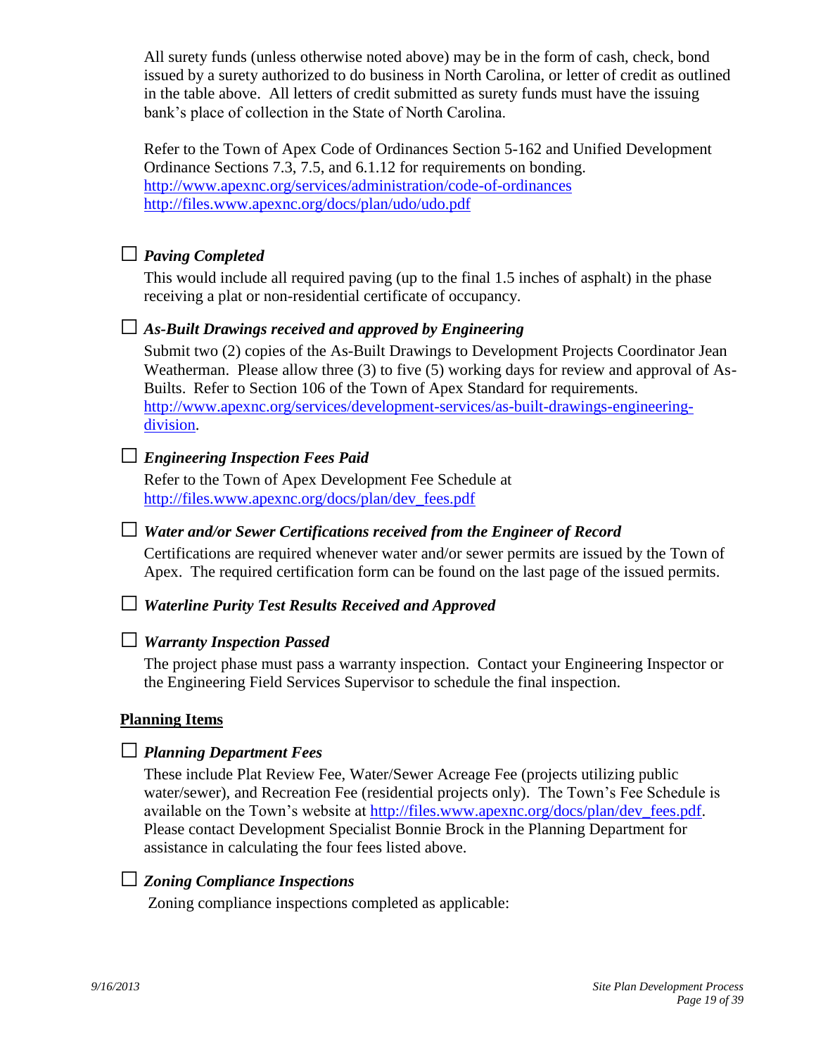All surety funds (unless otherwise noted above) may be in the form of cash, check, bond issued by a surety authorized to do business in North Carolina, or letter of credit as outlined in the table above. All letters of credit submitted as surety funds must have the issuing bank's place of collection in the State of North Carolina.

Refer to the Town of Apex Code of Ordinances Section 5-162 and Unified Development Ordinance Sections 7.3, 7.5, and 6.1.12 for requirements on bonding.
http://www.apexnc.org/services/administration/code-of-ordinances
http://files.www.apexnc.org/docs/plan/udo/udo.pdf

☐ ***Paving Completed***

This would include all required paving (up to the final 1.5 inches of asphalt) in the phase receiving a plat or non-residential certificate of occupancy.

☐ ***As-Built Drawings received and approved by Engineering***

Submit two (2) copies of the As-Built Drawings to Development Projects Coordinator Jean Weatherman. Please allow three (3) to five (5) working days for review and approval of As-Builts. Refer to Section 106 of the Town of Apex Standard for requirements. http://www.apexnc.org/services/development-services/as-built-drawings-engineering-division.

☐ ***Engineering Inspection Fees Paid***

Refer to the Town of Apex Development Fee Schedule at http://files.www.apexnc.org/docs/plan/dev_fees.pdf

☐ ***Water and/or Sewer Certifications received from the Engineer of Record***

Certifications are required whenever water and/or sewer permits are issued by the Town of Apex. The required certification form can be found on the last page of the issued permits.

☐ ***Waterline Purity Test Results Received and Approved***

☐ ***Warranty Inspection Passed***

The project phase must pass a warranty inspection. Contact your Engineering Inspector or the Engineering Field Services Supervisor to schedule the final inspection.

**Planning Items**

☐ ***Planning Department Fees***

These include Plat Review Fee, Water/Sewer Acreage Fee (projects utilizing public water/sewer), and Recreation Fee (residential projects only). The Town's Fee Schedule is available on the Town's website at http://files.www.apexnc.org/docs/plan/dev_fees.pdf. Please contact Development Specialist Bonnie Brock in the Planning Department for assistance in calculating the four fees listed above.

☐ ***Zoning Compliance Inspections***

Zoning compliance inspections completed as applicable: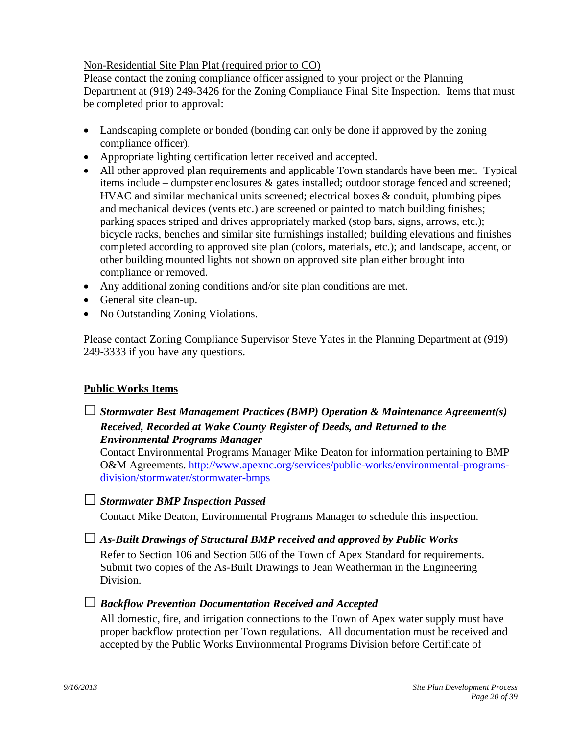Non-Residential Site Plan Plat (required prior to CO)

Please contact the zoning compliance officer assigned to your project or the Planning Department at (919) 249-3426 for the Zoning Compliance Final Site Inspection. Items that must be completed prior to approval:

- Landscaping complete or bonded (bonding can only be done if approved by the zoning compliance officer).
- Appropriate lighting certification letter received and accepted.
- All other approved plan requirements and applicable Town standards have been met. Typical items include – dumpster enclosures & gates installed; outdoor storage fenced and screened; HVAC and similar mechanical units screened; electrical boxes & conduit, plumbing pipes and mechanical devices (vents etc.) are screened or painted to match building finishes; parking spaces striped and drives appropriately marked (stop bars, signs, arrows, etc.); bicycle racks, benches and similar site furnishings installed; building elevations and finishes completed according to approved site plan (colors, materials, etc.); and landscape, accent, or other building mounted lights not shown on approved site plan either brought into compliance or removed.
- Any additional zoning conditions and/or site plan conditions are met.
- General site clean-up.
- No Outstanding Zoning Violations.

Please contact Zoning Compliance Supervisor Steve Yates in the Planning Department at (919) 249-3333 if you have any questions.

## Public Works Items

☐ ***Stormwater Best Management Practices (BMP) Operation & Maintenance Agreement(s) Received, Recorded at Wake County Register of Deeds, and Returned to the Environmental Programs Manager***

Contact Environmental Programs Manager Mike Deaton for information pertaining to BMP O&M Agreements. http://www.apexnc.org/services/public-works/environmental-programs-division/stormwater/stormwater-bmps

☐ ***Stormwater BMP Inspection Passed***

Contact Mike Deaton, Environmental Programs Manager to schedule this inspection.

☐ ***As-Built Drawings of Structural BMP received and approved by Public Works***

Refer to Section 106 and Section 506 of the Town of Apex Standard for requirements. Submit two copies of the As-Built Drawings to Jean Weatherman in the Engineering Division.

☐ ***Backflow Prevention Documentation Received and Accepted***

All domestic, fire, and irrigation connections to the Town of Apex water supply must have proper backflow protection per Town regulations. All documentation must be received and accepted by the Public Works Environmental Programs Division before Certificate of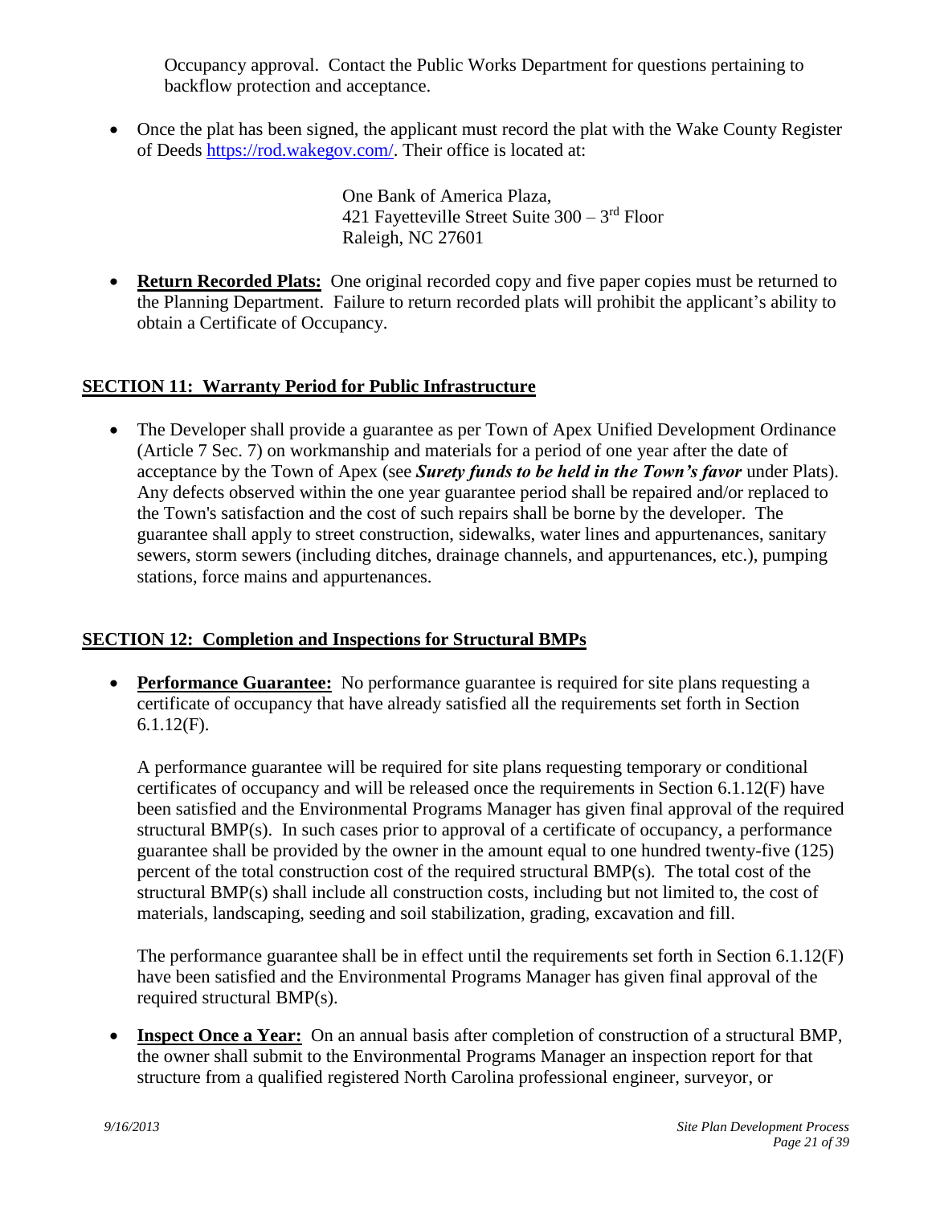Occupancy approval. Contact the Public Works Department for questions pertaining to backflow protection and acceptance.

- Once the plat has been signed, the applicant must record the plat with the Wake County Register of Deeds https://rod.wakegov.com/. Their office is located at:

  One Bank of America Plaza,
  421 Fayetteville Street Suite 300 – 3rd Floor
  Raleigh, NC 27601

- **Return Recorded Plats:** One original recorded copy and five paper copies must be returned to the Planning Department. Failure to return recorded plats will prohibit the applicant's ability to obtain a Certificate of Occupancy.

## SECTION 11: Warranty Period for Public Infrastructure

- The Developer shall provide a guarantee as per Town of Apex Unified Development Ordinance (Article 7 Sec. 7) on workmanship and materials for a period of one year after the date of acceptance by the Town of Apex (see ***Surety funds to be held in the Town's favor*** under Plats). Any defects observed within the one year guarantee period shall be repaired and/or replaced to the Town's satisfaction and the cost of such repairs shall be borne by the developer. The guarantee shall apply to street construction, sidewalks, water lines and appurtenances, sanitary sewers, storm sewers (including ditches, drainage channels, and appurtenances, etc.), pumping stations, force mains and appurtenances.

## SECTION 12: Completion and Inspections for Structural BMPs

- **Performance Guarantee:** No performance guarantee is required for site plans requesting a certificate of occupancy that have already satisfied all the requirements set forth in Section 6.1.12(F).

  A performance guarantee will be required for site plans requesting temporary or conditional certificates of occupancy and will be released once the requirements in Section 6.1.12(F) have been satisfied and the Environmental Programs Manager has given final approval of the required structural BMP(s). In such cases prior to approval of a certificate of occupancy, a performance guarantee shall be provided by the owner in the amount equal to one hundred twenty-five (125) percent of the total construction cost of the required structural BMP(s). The total cost of the structural BMP(s) shall include all construction costs, including but not limited to, the cost of materials, landscaping, seeding and soil stabilization, grading, excavation and fill.

  The performance guarantee shall be in effect until the requirements set forth in Section 6.1.12(F) have been satisfied and the Environmental Programs Manager has given final approval of the required structural BMP(s).

- **Inspect Once a Year:** On an annual basis after completion of construction of a structural BMP, the owner shall submit to the Environmental Programs Manager an inspection report for that structure from a qualified registered North Carolina professional engineer, surveyor, or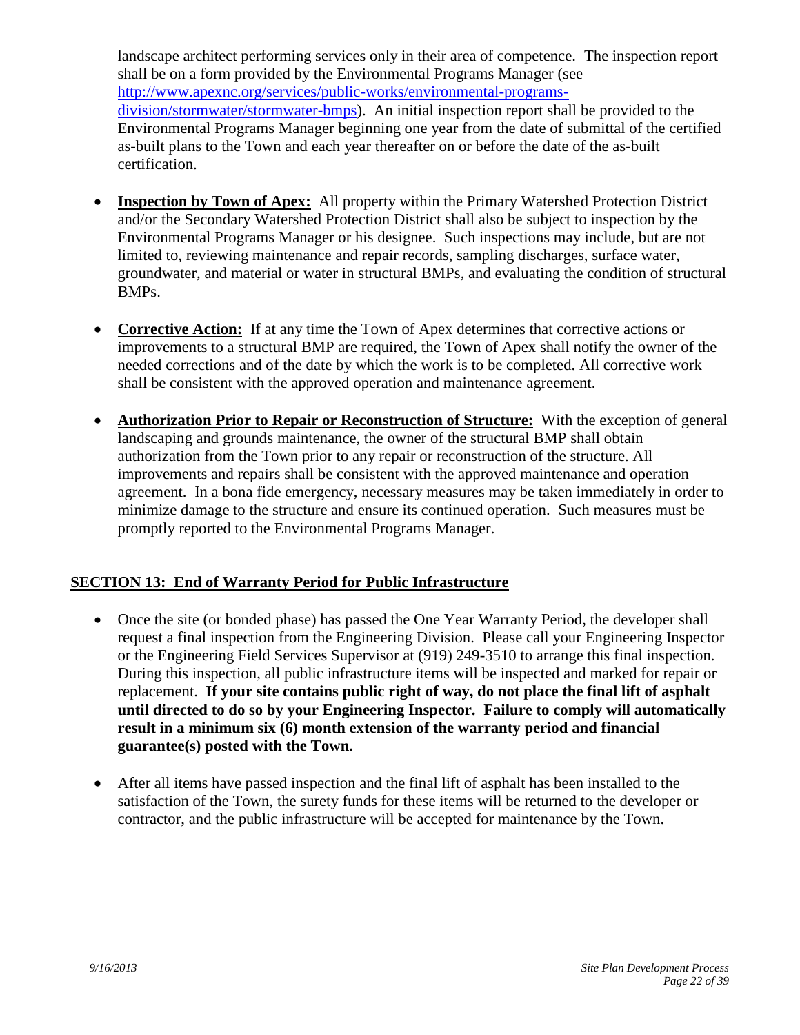landscape architect performing services only in their area of competence. The inspection report shall be on a form provided by the Environmental Programs Manager (see [http://www.apexnc.org/services/public-works/environmental-programs-division/stormwater/stormwater-bmps](http://www.apexnc.org/services/public-works/environmental-programs-division/stormwater/stormwater-bmps)). An initial inspection report shall be provided to the Environmental Programs Manager beginning one year from the date of submittal of the certified as-built plans to the Town and each year thereafter on or before the date of the as-built certification.

- **Inspection by Town of Apex:** All property within the Primary Watershed Protection District and/or the Secondary Watershed Protection District shall also be subject to inspection by the Environmental Programs Manager or his designee. Such inspections may include, but are not limited to, reviewing maintenance and repair records, sampling discharges, surface water, groundwater, and material or water in structural BMPs, and evaluating the condition of structural BMPs.

- **Corrective Action:** If at any time the Town of Apex determines that corrective actions or improvements to a structural BMP are required, the Town of Apex shall notify the owner of the needed corrections and of the date by which the work is to be completed. All corrective work shall be consistent with the approved operation and maintenance agreement.

- **Authorization Prior to Repair or Reconstruction of Structure:** With the exception of general landscaping and grounds maintenance, the owner of the structural BMP shall obtain authorization from the Town prior to any repair or reconstruction of the structure. All improvements and repairs shall be consistent with the approved maintenance and operation agreement. In a bona fide emergency, necessary measures may be taken immediately in order to minimize damage to the structure and ensure its continued operation. Such measures must be promptly reported to the Environmental Programs Manager.

## SECTION 13: End of Warranty Period for Public Infrastructure

- Once the site (or bonded phase) has passed the One Year Warranty Period, the developer shall request a final inspection from the Engineering Division. Please call your Engineering Inspector or the Engineering Field Services Supervisor at (919) 249-3510 to arrange this final inspection. During this inspection, all public infrastructure items will be inspected and marked for repair or replacement. **If your site contains public right of way, do not place the final lift of asphalt until directed to do so by your Engineering Inspector. Failure to comply will automatically result in a minimum six (6) month extension of the warranty period and financial guarantee(s) posted with the Town.**

- After all items have passed inspection and the final lift of asphalt has been installed to the satisfaction of the Town, the surety funds for these items will be returned to the developer or contractor, and the public infrastructure will be accepted for maintenance by the Town.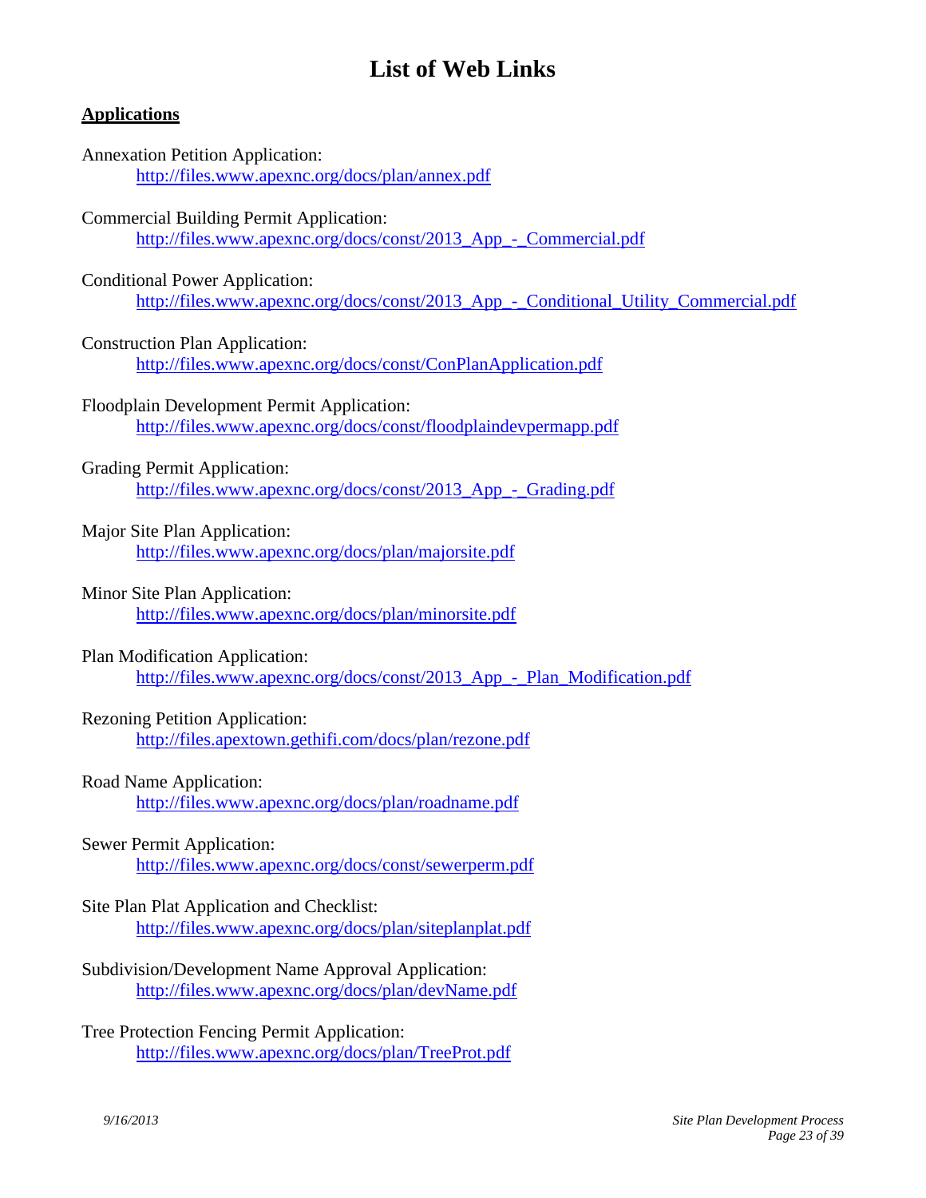# List of Web Links

## Applications

Annexation Petition Application:
http://files.www.apexnc.org/docs/plan/annex.pdf

Commercial Building Permit Application:
http://files.www.apexnc.org/docs/const/2013_App_-_Commercial.pdf

Conditional Power Application:
http://files.www.apexnc.org/docs/const/2013_App_-_Conditional_Utility_Commercial.pdf

Construction Plan Application:
http://files.www.apexnc.org/docs/const/ConPlanApplication.pdf

Floodplain Development Permit Application:
http://files.www.apexnc.org/docs/const/floodplaindevpermapp.pdf

Grading Permit Application:
http://files.www.apexnc.org/docs/const/2013_App_-_Grading.pdf

Major Site Plan Application:
http://files.www.apexnc.org/docs/plan/majorsite.pdf

Minor Site Plan Application:
http://files.www.apexnc.org/docs/plan/minorsite.pdf

Plan Modification Application:
http://files.www.apexnc.org/docs/const/2013_App_-_Plan_Modification.pdf

Rezoning Petition Application:
http://files.apextown.gethifi.com/docs/plan/rezone.pdf

Road Name Application:
http://files.www.apexnc.org/docs/plan/roadname.pdf

Sewer Permit Application:
http://files.www.apexnc.org/docs/const/sewerperm.pdf

Site Plan Plat Application and Checklist:
http://files.www.apexnc.org/docs/plan/siteplanplat.pdf

Subdivision/Development Name Approval Application:
http://files.www.apexnc.org/docs/plan/devName.pdf

Tree Protection Fencing Permit Application:
http://files.www.apexnc.org/docs/plan/TreeProt.pdf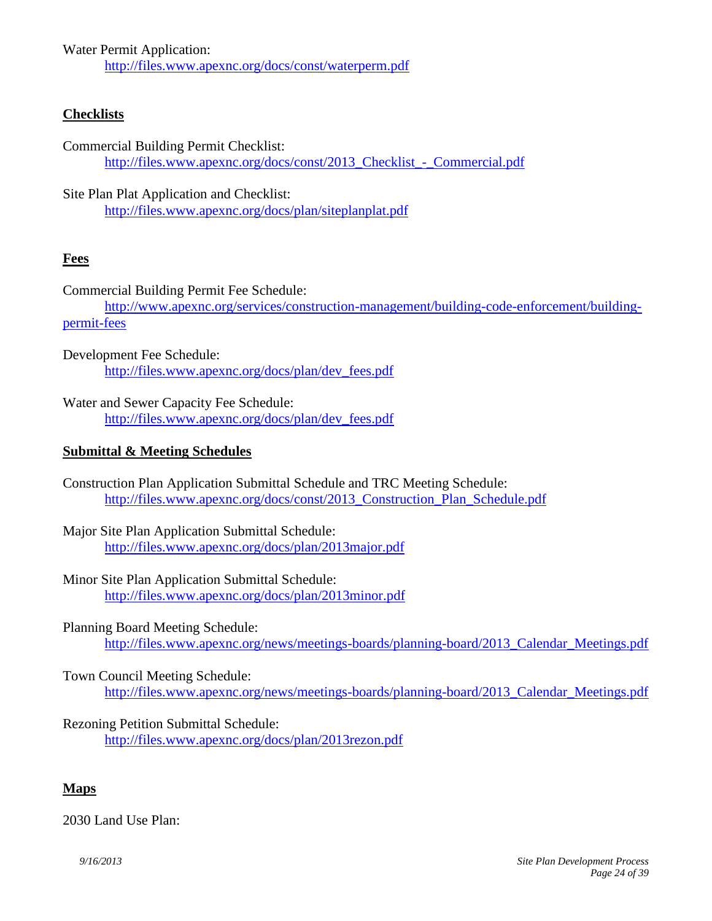Water Permit Application:
http://files.www.apexnc.org/docs/const/waterperm.pdf

## Checklists

Commercial Building Permit Checklist:
http://files.www.apexnc.org/docs/const/2013_Checklist_-_Commercial.pdf

Site Plan Plat Application and Checklist:
http://files.www.apexnc.org/docs/plan/siteplanplat.pdf

## Fees

Commercial Building Permit Fee Schedule:
http://www.apexnc.org/services/construction-management/building-code-enforcement/building-permit-fees

Development Fee Schedule:
http://files.www.apexnc.org/docs/plan/dev_fees.pdf

Water and Sewer Capacity Fee Schedule:
http://files.www.apexnc.org/docs/plan/dev_fees.pdf

## Submittal & Meeting Schedules

Construction Plan Application Submittal Schedule and TRC Meeting Schedule:
http://files.www.apexnc.org/docs/const/2013_Construction_Plan_Schedule.pdf

Major Site Plan Application Submittal Schedule:
http://files.www.apexnc.org/docs/plan/2013major.pdf

Minor Site Plan Application Submittal Schedule:
http://files.www.apexnc.org/docs/plan/2013minor.pdf

Planning Board Meeting Schedule:
http://files.www.apexnc.org/news/meetings-boards/planning-board/2013_Calendar_Meetings.pdf

Town Council Meeting Schedule:
http://files.www.apexnc.org/news/meetings-boards/planning-board/2013_Calendar_Meetings.pdf

Rezoning Petition Submittal Schedule:
http://files.www.apexnc.org/docs/plan/2013rezon.pdf

## Maps

2030 Land Use Plan: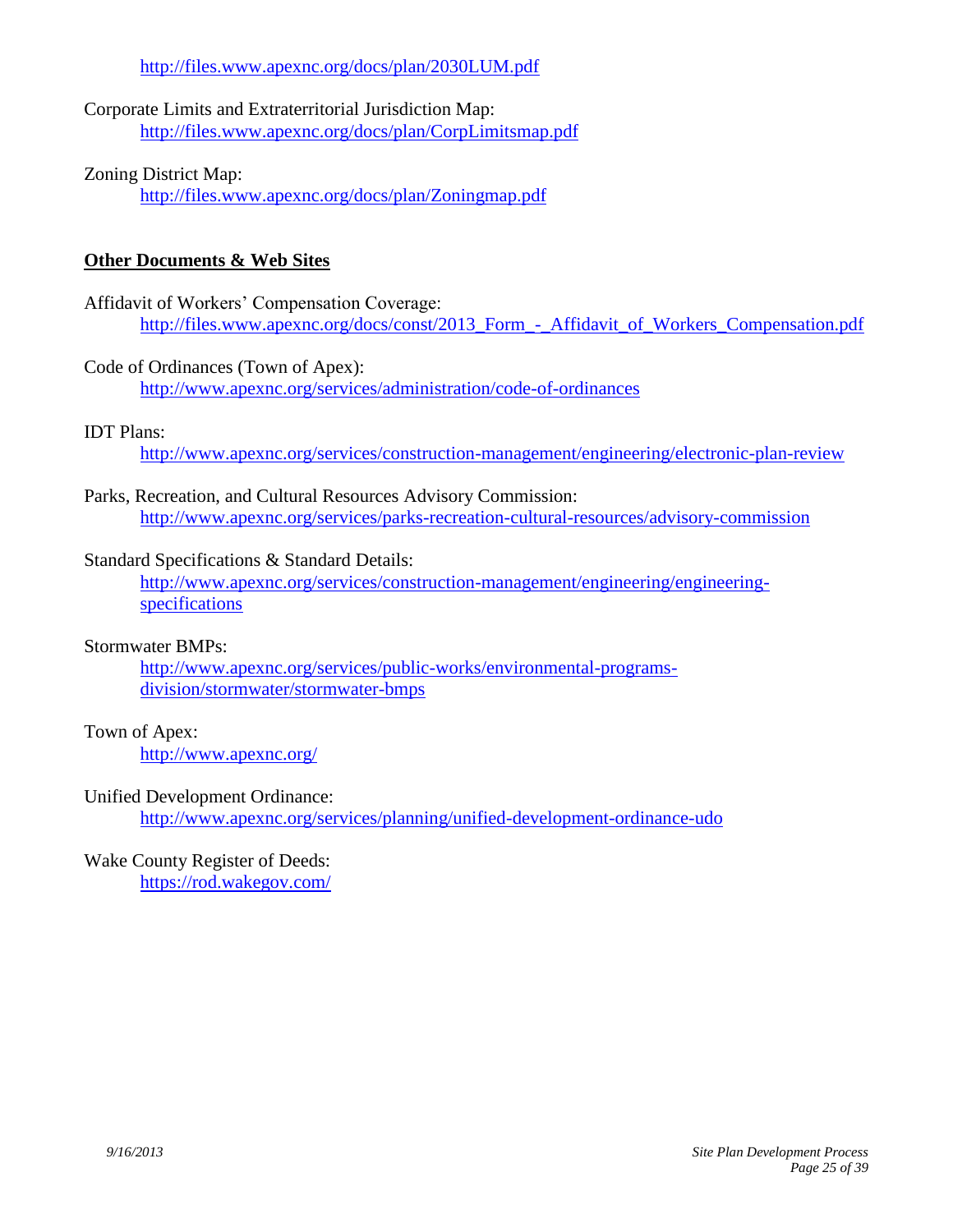http://files.www.apexnc.org/docs/plan/2030LUM.pdf

Corporate Limits and Extraterritorial Jurisdiction Map:
http://files.www.apexnc.org/docs/plan/CorpLimitsmap.pdf

Zoning District Map:
http://files.www.apexnc.org/docs/plan/Zoningmap.pdf

**Other Documents & Web Sites**

Affidavit of Workers' Compensation Coverage:
http://files.www.apexnc.org/docs/const/2013_Form_-_Affidavit_of_Workers_Compensation.pdf

Code of Ordinances (Town of Apex):
http://www.apexnc.org/services/administration/code-of-ordinances

IDT Plans:
http://www.apexnc.org/services/construction-management/engineering/electronic-plan-review

Parks, Recreation, and Cultural Resources Advisory Commission:
http://www.apexnc.org/services/parks-recreation-cultural-resources/advisory-commission

Standard Specifications & Standard Details:
http://www.apexnc.org/services/construction-management/engineering/engineering-specifications

Stormwater BMPs:
http://www.apexnc.org/services/public-works/environmental-programs-division/stormwater/stormwater-bmps

Town of Apex:
http://www.apexnc.org/

Unified Development Ordinance:
http://www.apexnc.org/services/planning/unified-development-ordinance-udo

Wake County Register of Deeds:
https://rod.wakegov.com/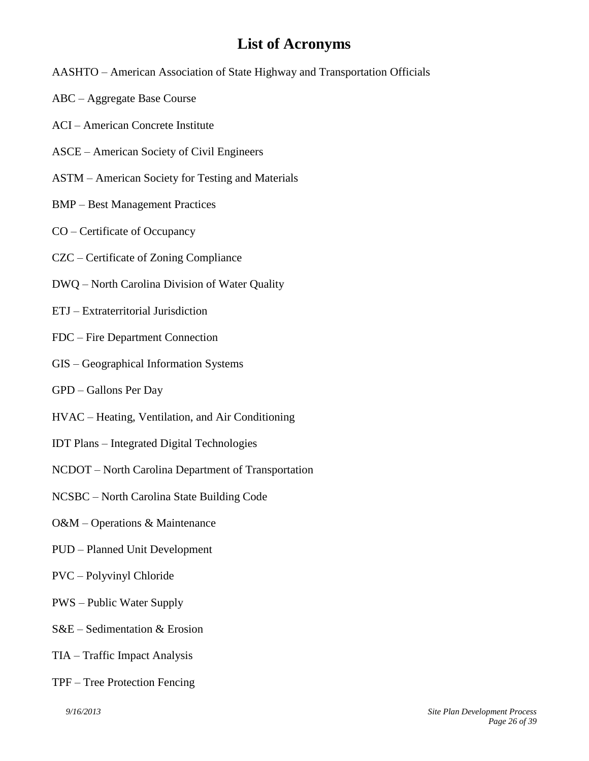# List of Acronyms

AASHTO – American Association of State Highway and Transportation Officials

ABC – Aggregate Base Course

ACI – American Concrete Institute

ASCE – American Society of Civil Engineers

ASTM – American Society for Testing and Materials

BMP – Best Management Practices

CO – Certificate of Occupancy

CZC – Certificate of Zoning Compliance

DWQ – North Carolina Division of Water Quality

ETJ – Extraterritorial Jurisdiction

FDC – Fire Department Connection

GIS – Geographical Information Systems

GPD – Gallons Per Day

HVAC – Heating, Ventilation, and Air Conditioning

IDT Plans – Integrated Digital Technologies

NCDOT – North Carolina Department of Transportation

NCSBC – North Carolina State Building Code

O&M – Operations & Maintenance

PUD – Planned Unit Development

PVC – Polyvinyl Chloride

PWS – Public Water Supply

S&E – Sedimentation & Erosion

TIA – Traffic Impact Analysis

TPF – Tree Protection Fencing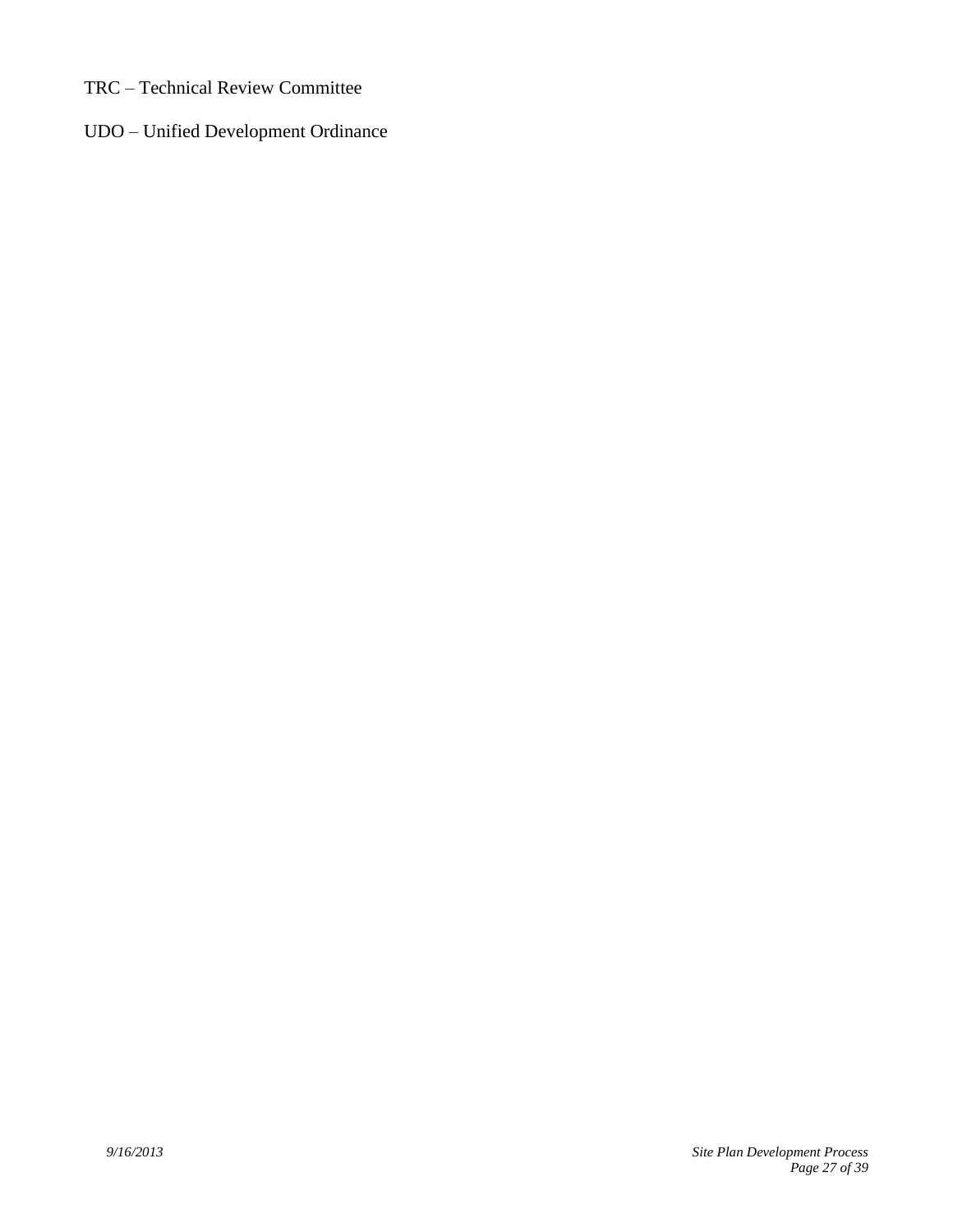TRC – Technical Review Committee

UDO – Unified Development Ordinance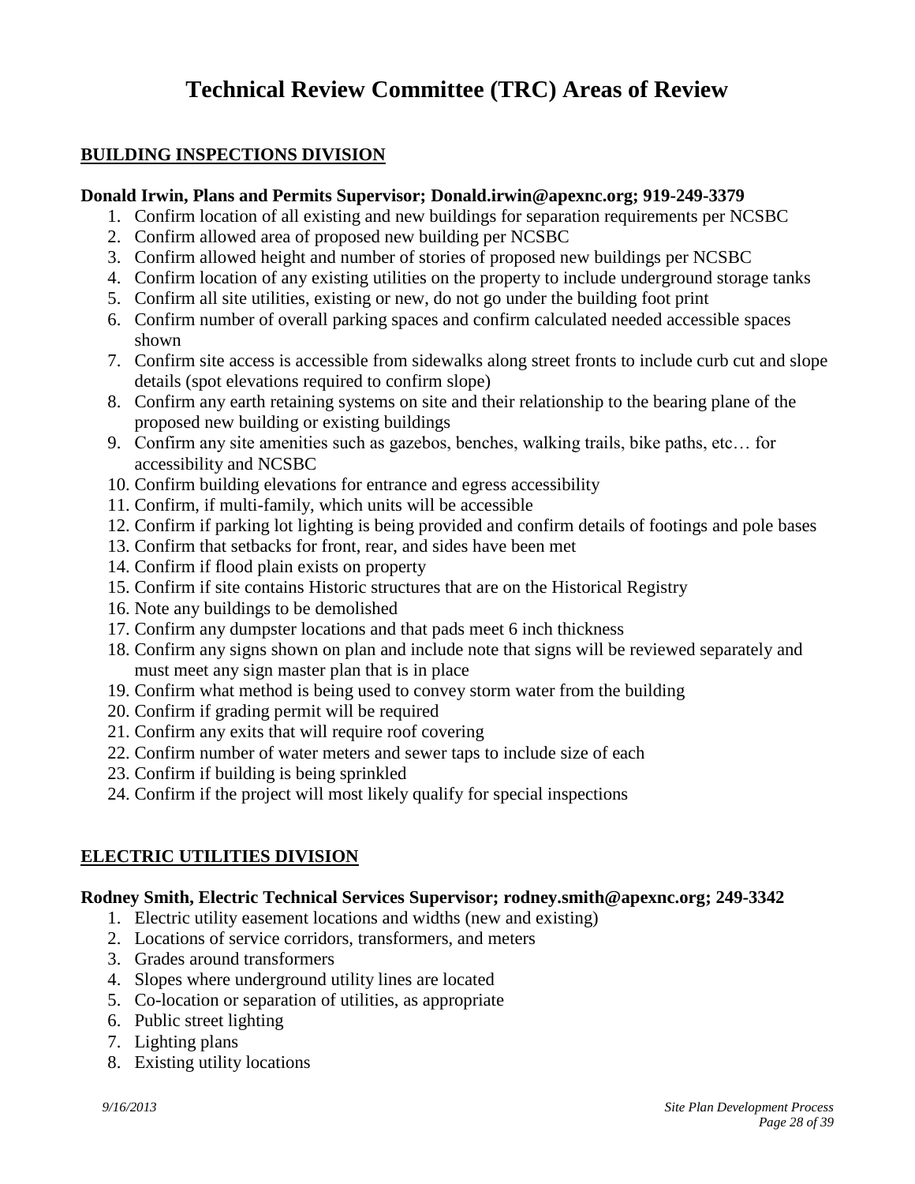# Technical Review Committee (TRC) Areas of Review

## BUILDING INSPECTIONS DIVISION

**Donald Irwin, Plans and Permits Supervisor; Donald.irwin@apexnc.org; 919-249-3379**

1. Confirm location of all existing and new buildings for separation requirements per NCSBC
2. Confirm allowed area of proposed new building per NCSBC
3. Confirm allowed height and number of stories of proposed new buildings per NCSBC
4. Confirm location of any existing utilities on the property to include underground storage tanks
5. Confirm all site utilities, existing or new, do not go under the building foot print
6. Confirm number of overall parking spaces and confirm calculated needed accessible spaces shown
7. Confirm site access is accessible from sidewalks along street fronts to include curb cut and slope details (spot elevations required to confirm slope)
8. Confirm any earth retaining systems on site and their relationship to the bearing plane of the proposed new building or existing buildings
9. Confirm any site amenities such as gazebos, benches, walking trails, bike paths, etc… for accessibility and NCSBC
10. Confirm building elevations for entrance and egress accessibility
11. Confirm, if multi-family, which units will be accessible
12. Confirm if parking lot lighting is being provided and confirm details of footings and pole bases
13. Confirm that setbacks for front, rear, and sides have been met
14. Confirm if flood plain exists on property
15. Confirm if site contains Historic structures that are on the Historical Registry
16. Note any buildings to be demolished
17. Confirm any dumpster locations and that pads meet 6 inch thickness
18. Confirm any signs shown on plan and include note that signs will be reviewed separately and must meet any sign master plan that is in place
19. Confirm what method is being used to convey storm water from the building
20. Confirm if grading permit will be required
21. Confirm any exits that will require roof covering
22. Confirm number of water meters and sewer taps to include size of each
23. Confirm if building is being sprinkled
24. Confirm if the project will most likely qualify for special inspections

## ELECTRIC UTILITIES DIVISION

**Rodney Smith, Electric Technical Services Supervisor; rodney.smith@apexnc.org; 249-3342**

1. Electric utility easement locations and widths (new and existing)
2. Locations of service corridors, transformers, and meters
3. Grades around transformers
4. Slopes where underground utility lines are located
5. Co-location or separation of utilities, as appropriate
6. Public street lighting
7. Lighting plans
8. Existing utility locations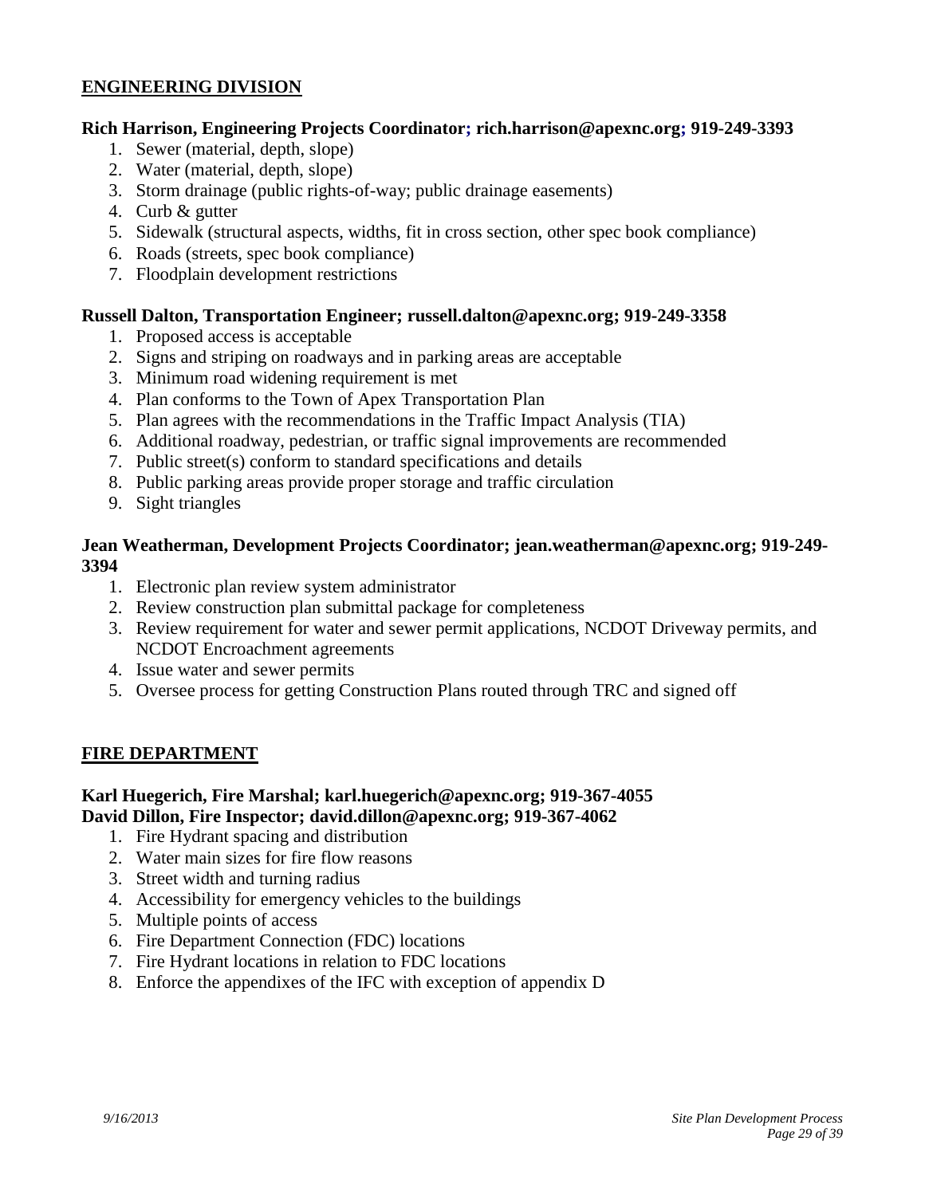## ENGINEERING DIVISION

**Rich Harrison, Engineering Projects Coordinator; rich.harrison@apexnc.org; 919-249-3393**

1. Sewer (material, depth, slope)
2. Water (material, depth, slope)
3. Storm drainage (public rights-of-way; public drainage easements)
4. Curb & gutter
5. Sidewalk (structural aspects, widths, fit in cross section, other spec book compliance)
6. Roads (streets, spec book compliance)
7. Floodplain development restrictions

**Russell Dalton, Transportation Engineer; russell.dalton@apexnc.org; 919-249-3358**

1. Proposed access is acceptable
2. Signs and striping on roadways and in parking areas are acceptable
3. Minimum road widening requirement is met
4. Plan conforms to the Town of Apex Transportation Plan
5. Plan agrees with the recommendations in the Traffic Impact Analysis (TIA)
6. Additional roadway, pedestrian, or traffic signal improvements are recommended
7. Public street(s) conform to standard specifications and details
8. Public parking areas provide proper storage and traffic circulation
9. Sight triangles

**Jean Weatherman, Development Projects Coordinator; jean.weatherman@apexnc.org; 919-249-3394**

1. Electronic plan review system administrator
2. Review construction plan submittal package for completeness
3. Review requirement for water and sewer permit applications, NCDOT Driveway permits, and NCDOT Encroachment agreements
4. Issue water and sewer permits
5. Oversee process for getting Construction Plans routed through TRC and signed off

## FIRE DEPARTMENT

**Karl Huegerich, Fire Marshal; karl.huegerich@apexnc.org; 919-367-4055**
**David Dillon, Fire Inspector; david.dillon@apexnc.org; 919-367-4062**

1. Fire Hydrant spacing and distribution
2. Water main sizes for fire flow reasons
3. Street width and turning radius
4. Accessibility for emergency vehicles to the buildings
5. Multiple points of access
6. Fire Department Connection (FDC) locations
7. Fire Hydrant locations in relation to FDC locations
8. Enforce the appendixes of the IFC with exception of appendix D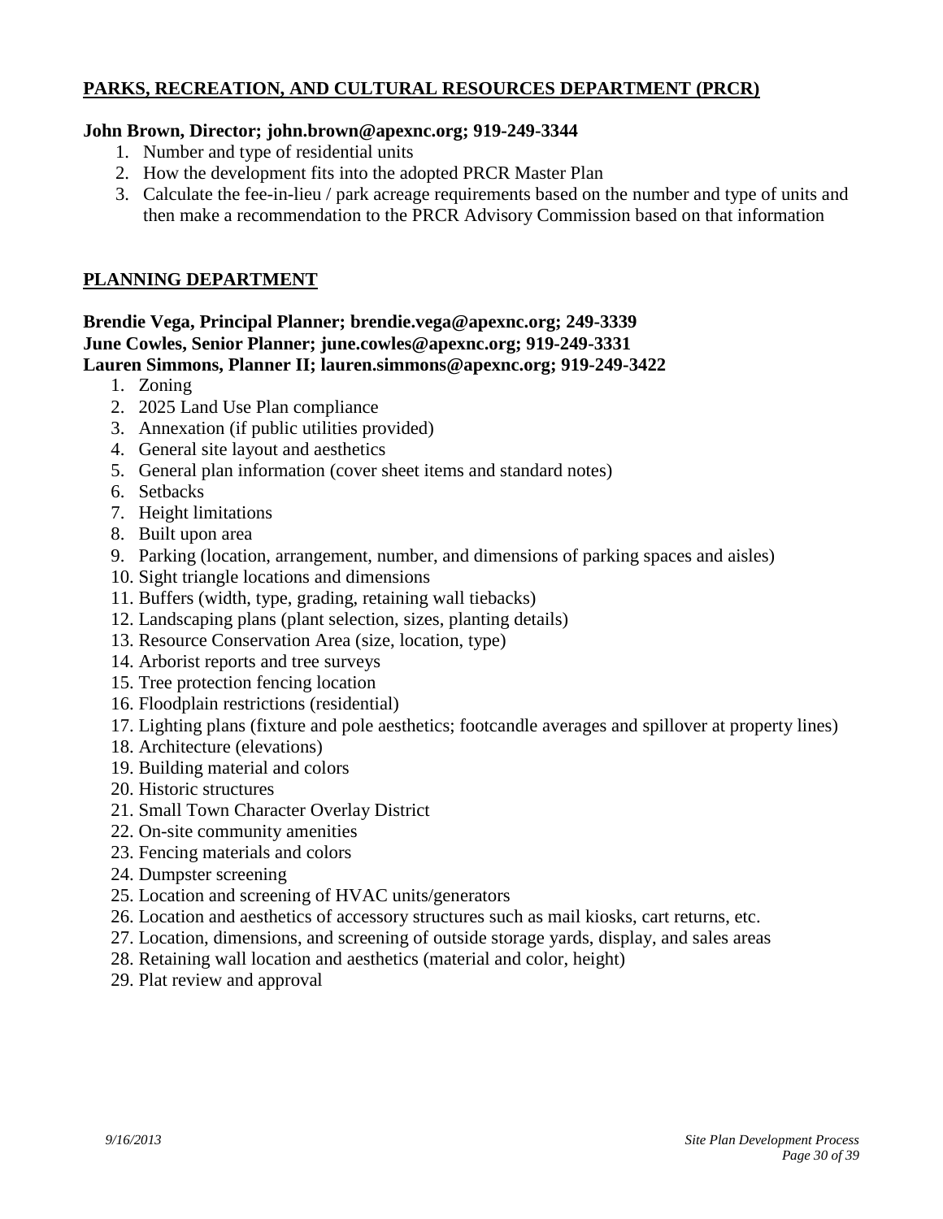## PARKS, RECREATION, AND CULTURAL RESOURCES DEPARTMENT (PRCR)

**John Brown, Director; john.brown@apexnc.org; 919-249-3344**

1. Number and type of residential units
2. How the development fits into the adopted PRCR Master Plan
3. Calculate the fee-in-lieu / park acreage requirements based on the number and type of units and then make a recommendation to the PRCR Advisory Commission based on that information

## PLANNING DEPARTMENT

**Brendie Vega, Principal Planner; brendie.vega@apexnc.org; 249-3339**
**June Cowles, Senior Planner; june.cowles@apexnc.org; 919-249-3331**
**Lauren Simmons, Planner II; lauren.simmons@apexnc.org; 919-249-3422**

1. Zoning
2. 2025 Land Use Plan compliance
3. Annexation (if public utilities provided)
4. General site layout and aesthetics
5. General plan information (cover sheet items and standard notes)
6. Setbacks
7. Height limitations
8. Built upon area
9. Parking (location, arrangement, number, and dimensions of parking spaces and aisles)
10. Sight triangle locations and dimensions
11. Buffers (width, type, grading, retaining wall tiebacks)
12. Landscaping plans (plant selection, sizes, planting details)
13. Resource Conservation Area (size, location, type)
14. Arborist reports and tree surveys
15. Tree protection fencing location
16. Floodplain restrictions (residential)
17. Lighting plans (fixture and pole aesthetics; footcandle averages and spillover at property lines)
18. Architecture (elevations)
19. Building material and colors
20. Historic structures
21. Small Town Character Overlay District
22. On-site community amenities
23. Fencing materials and colors
24. Dumpster screening
25. Location and screening of HVAC units/generators
26. Location and aesthetics of accessory structures such as mail kiosks, cart returns, etc.
27. Location, dimensions, and screening of outside storage yards, display, and sales areas
28. Retaining wall location and aesthetics (material and color, height)
29. Plat review and approval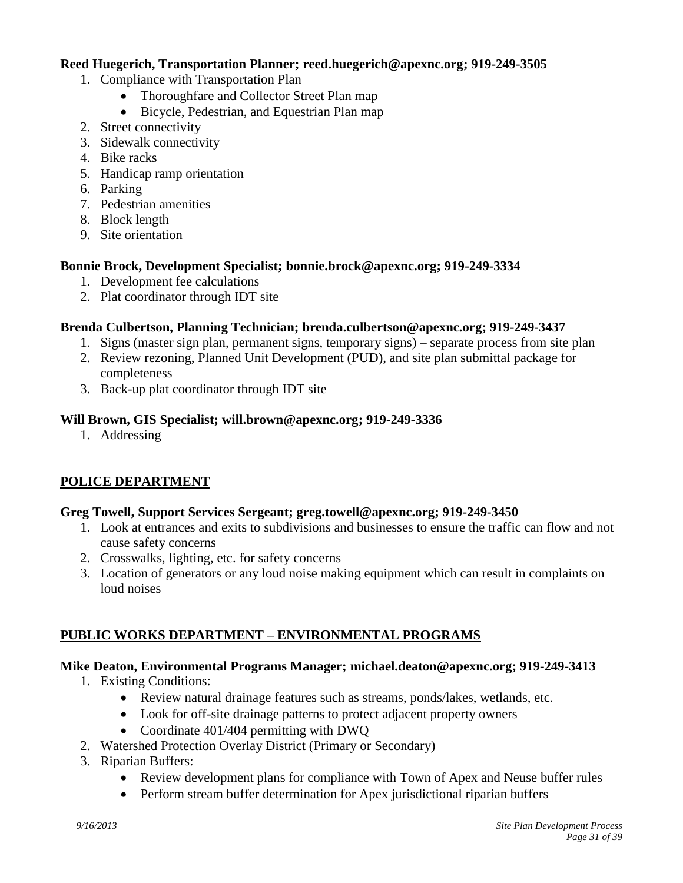**Reed Huegerich, Transportation Planner; reed.huegerich@apexnc.org; 919-249-3505**

1. Compliance with Transportation Plan
   - Thoroughfare and Collector Street Plan map
   - Bicycle, Pedestrian, and Equestrian Plan map
2. Street connectivity
3. Sidewalk connectivity
4. Bike racks
5. Handicap ramp orientation
6. Parking
7. Pedestrian amenities
8. Block length
9. Site orientation

**Bonnie Brock, Development Specialist; bonnie.brock@apexnc.org; 919-249-3334**

1. Development fee calculations
2. Plat coordinator through IDT site

**Brenda Culbertson, Planning Technician; brenda.culbertson@apexnc.org; 919-249-3437**

1. Signs (master sign plan, permanent signs, temporary signs) – separate process from site plan
2. Review rezoning, Planned Unit Development (PUD), and site plan submittal package for completeness
3. Back-up plat coordinator through IDT site

**Will Brown, GIS Specialist; will.brown@apexnc.org; 919-249-3336**

1. Addressing

## POLICE DEPARTMENT

**Greg Towell, Support Services Sergeant; greg.towell@apexnc.org; 919-249-3450**

1. Look at entrances and exits to subdivisions and businesses to ensure the traffic can flow and not cause safety concerns
2. Crosswalks, lighting, etc. for safety concerns
3. Location of generators or any loud noise making equipment which can result in complaints on loud noises

## PUBLIC WORKS DEPARTMENT – ENVIRONMENTAL PROGRAMS

**Mike Deaton, Environmental Programs Manager; michael.deaton@apexnc.org; 919-249-3413**

1. Existing Conditions:
   - Review natural drainage features such as streams, ponds/lakes, wetlands, etc.
   - Look for off-site drainage patterns to protect adjacent property owners
   - Coordinate 401/404 permitting with DWQ
2. Watershed Protection Overlay District (Primary or Secondary)
3. Riparian Buffers:
   - Review development plans for compliance with Town of Apex and Neuse buffer rules
   - Perform stream buffer determination for Apex jurisdictional riparian buffers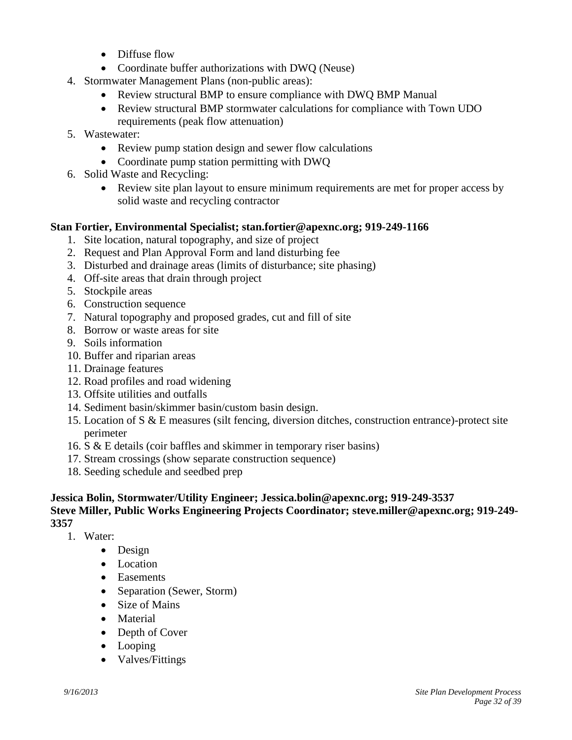- Diffuse flow
- Coordinate buffer authorizations with DWQ (Neuse)

4. Stormwater Management Plans (non-public areas):
   - Review structural BMP to ensure compliance with DWQ BMP Manual
   - Review structural BMP stormwater calculations for compliance with Town UDO requirements (peak flow attenuation)
5. Wastewater:
   - Review pump station design and sewer flow calculations
   - Coordinate pump station permitting with DWQ
6. Solid Waste and Recycling:
   - Review site plan layout to ensure minimum requirements are met for proper access by solid waste and recycling contractor

**Stan Fortier, Environmental Specialist; stan.fortier@apexnc.org; 919-249-1166**

1. Site location, natural topography, and size of project
2. Request and Plan Approval Form and land disturbing fee
3. Disturbed and drainage areas (limits of disturbance; site phasing)
4. Off-site areas that drain through project
5. Stockpile areas
6. Construction sequence
7. Natural topography and proposed grades, cut and fill of site
8. Borrow or waste areas for site
9. Soils information
10. Buffer and riparian areas
11. Drainage features
12. Road profiles and road widening
13. Offsite utilities and outfalls
14. Sediment basin/skimmer basin/custom basin design.
15. Location of S & E measures (silt fencing, diversion ditches, construction entrance)-protect site perimeter
16. S & E details (coir baffles and skimmer in temporary riser basins)
17. Stream crossings (show separate construction sequence)
18. Seeding schedule and seedbed prep

**Jessica Bolin, Stormwater/Utility Engineer; Jessica.bolin@apexnc.org; 919-249-3537**
**Steve Miller, Public Works Engineering Projects Coordinator; steve.miller@apexnc.org; 919-249-3357**

1. Water:
   - Design
   - Location
   - Easements
   - Separation (Sewer, Storm)
   - Size of Mains
   - Material
   - Depth of Cover
   - Looping
   - Valves/Fittings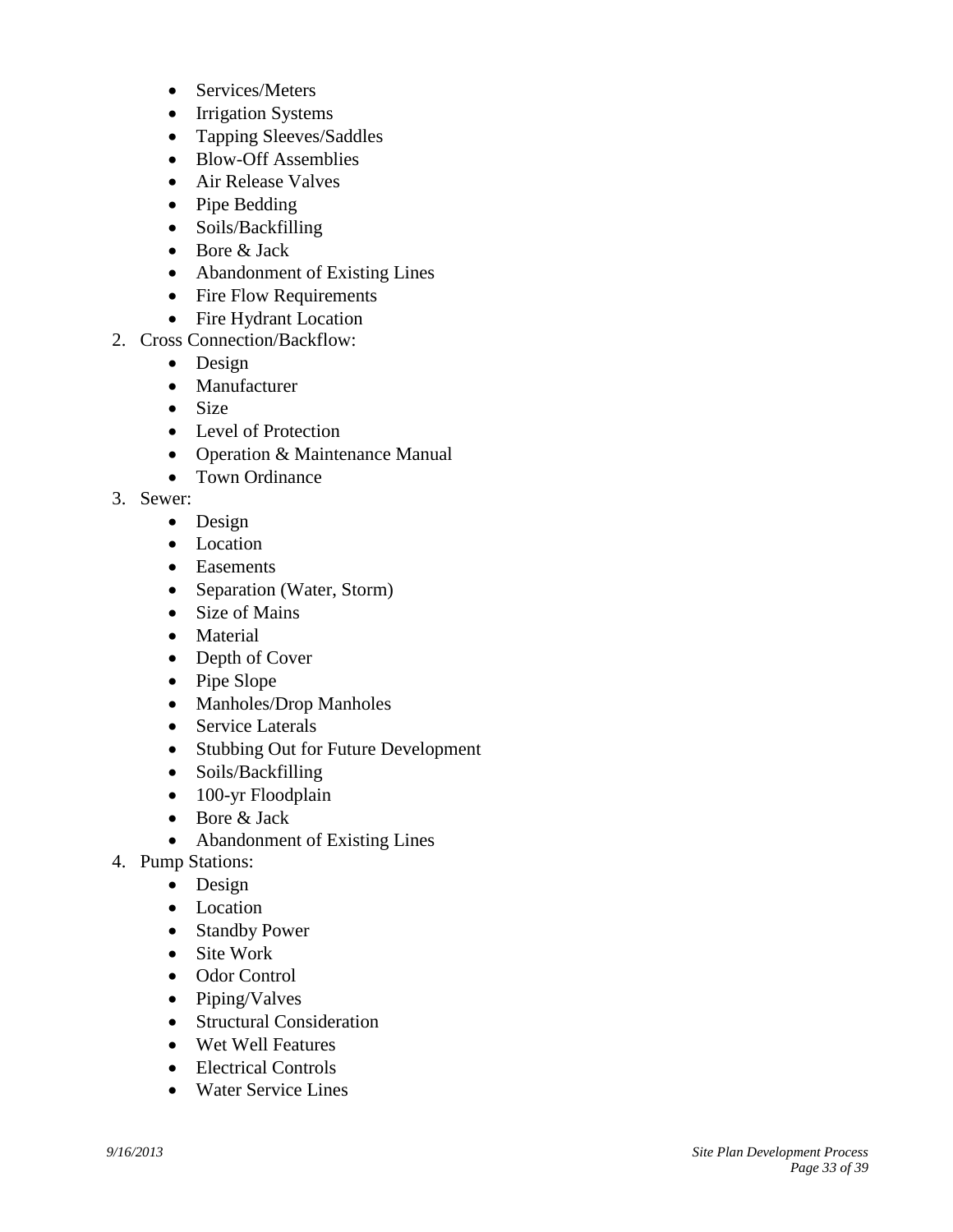- Services/Meters
- Irrigation Systems
- Tapping Sleeves/Saddles
- Blow-Off Assemblies
- Air Release Valves
- Pipe Bedding
- Soils/Backfilling
- Bore & Jack
- Abandonment of Existing Lines
- Fire Flow Requirements
- Fire Hydrant Location

2. Cross Connection/Backflow:
   - Design
   - Manufacturer
   - Size
   - Level of Protection
   - Operation & Maintenance Manual
   - Town Ordinance
3. Sewer:
   - Design
   - Location
   - Easements
   - Separation (Water, Storm)
   - Size of Mains
   - Material
   - Depth of Cover
   - Pipe Slope
   - Manholes/Drop Manholes
   - Service Laterals
   - Stubbing Out for Future Development
   - Soils/Backfilling
   - 100-yr Floodplain
   - Bore & Jack
   - Abandonment of Existing Lines
4. Pump Stations:
   - Design
   - Location
   - Standby Power
   - Site Work
   - Odor Control
   - Piping/Valves
   - Structural Consideration
   - Wet Well Features
   - Electrical Controls
   - Water Service Lines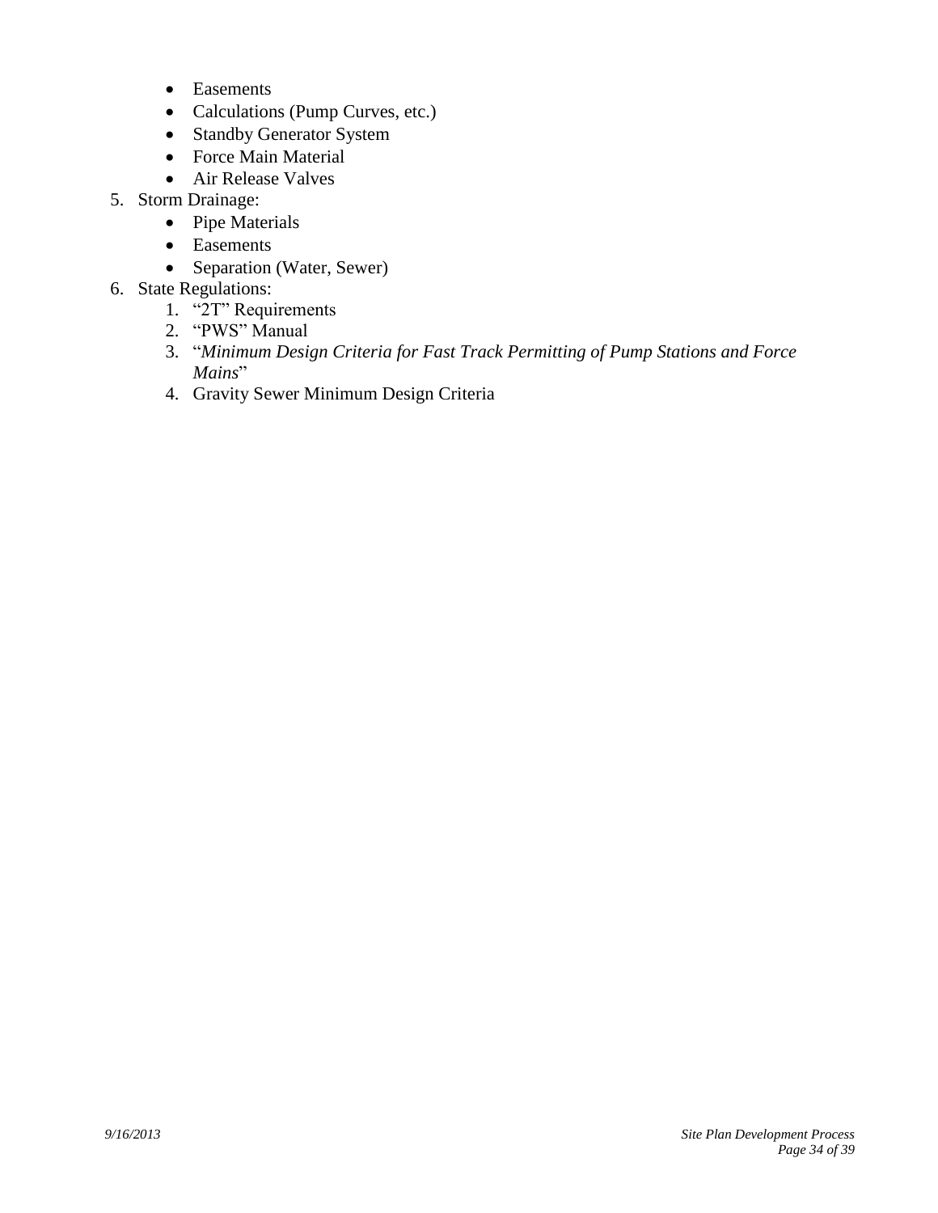- Easements
- Calculations (Pump Curves, etc.)
- Standby Generator System
- Force Main Material
- Air Release Valves

5. Storm Drainage:
    - Pipe Materials
    - Easements
    - Separation (Water, Sewer)
6. State Regulations:
    1. "2T" Requirements
    2. "PWS" Manual
    3. "*Minimum Design Criteria for Fast Track Permitting of Pump Stations and Force Mains*"
    4. Gravity Sewer Minimum Design Criteria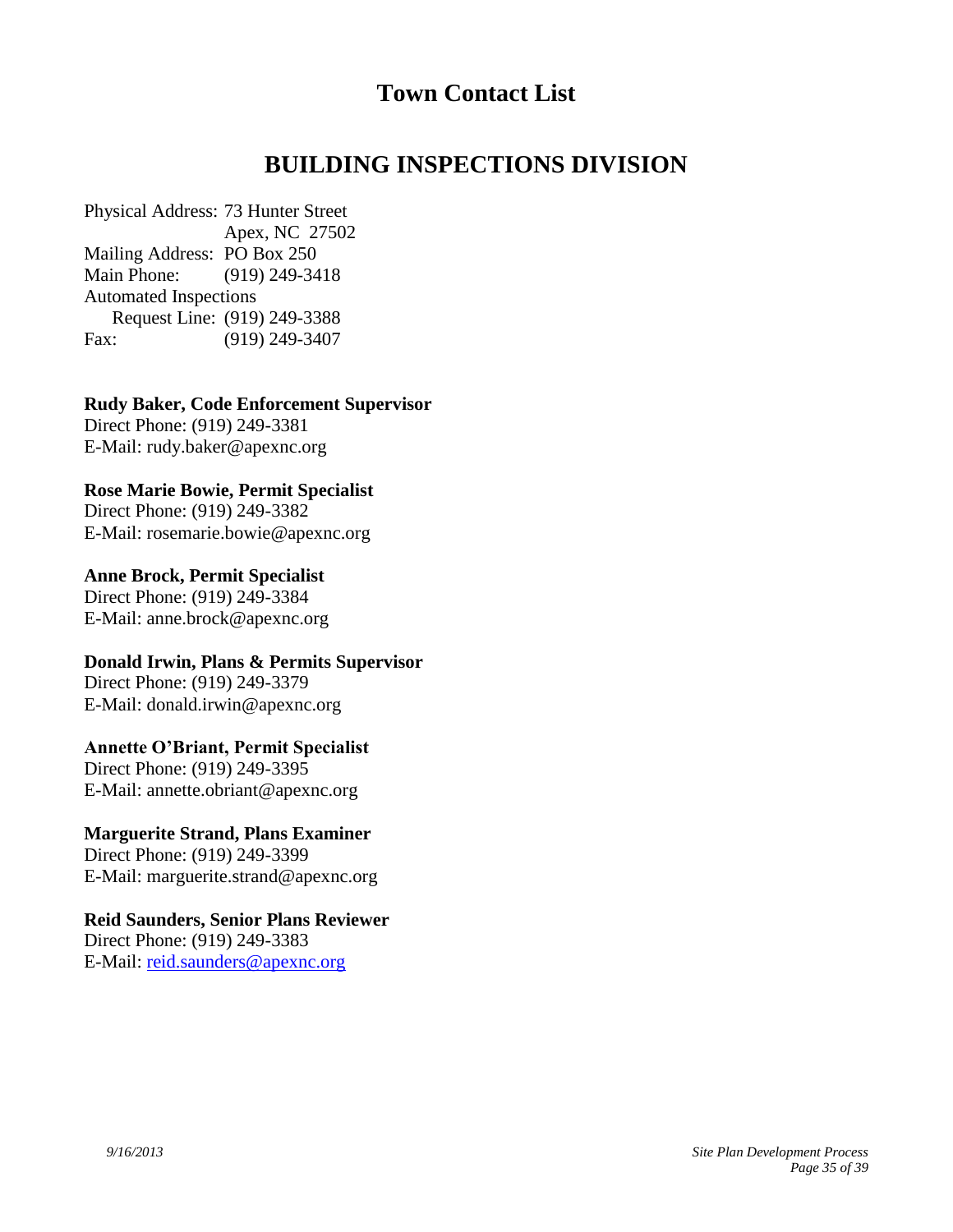# Town Contact List

## BUILDING INSPECTIONS DIVISION

Physical Address: 73 Hunter Street
Apex, NC 27502
Mailing Address: PO Box 250
Main Phone: (919) 249-3418
Automated Inspections
Request Line: (919) 249-3388
Fax: (919) 249-3407

**Rudy Baker, Code Enforcement Supervisor**
Direct Phone: (919) 249-3381
E-Mail: rudy.baker@apexnc.org

**Rose Marie Bowie, Permit Specialist**
Direct Phone: (919) 249-3382
E-Mail: rosemarie.bowie@apexnc.org

**Anne Brock, Permit Specialist**
Direct Phone: (919) 249-3384
E-Mail: anne.brock@apexnc.org

**Donald Irwin, Plans & Permits Supervisor**
Direct Phone: (919) 249-3379
E-Mail: donald.irwin@apexnc.org

**Annette O'Briant, Permit Specialist**
Direct Phone: (919) 249-3395
E-Mail: annette.obriant@apexnc.org

**Marguerite Strand, Plans Examiner**
Direct Phone: (919) 249-3399
E-Mail: marguerite.strand@apexnc.org

**Reid Saunders, Senior Plans Reviewer**
Direct Phone: (919) 249-3383
E-Mail: reid.saunders@apexnc.org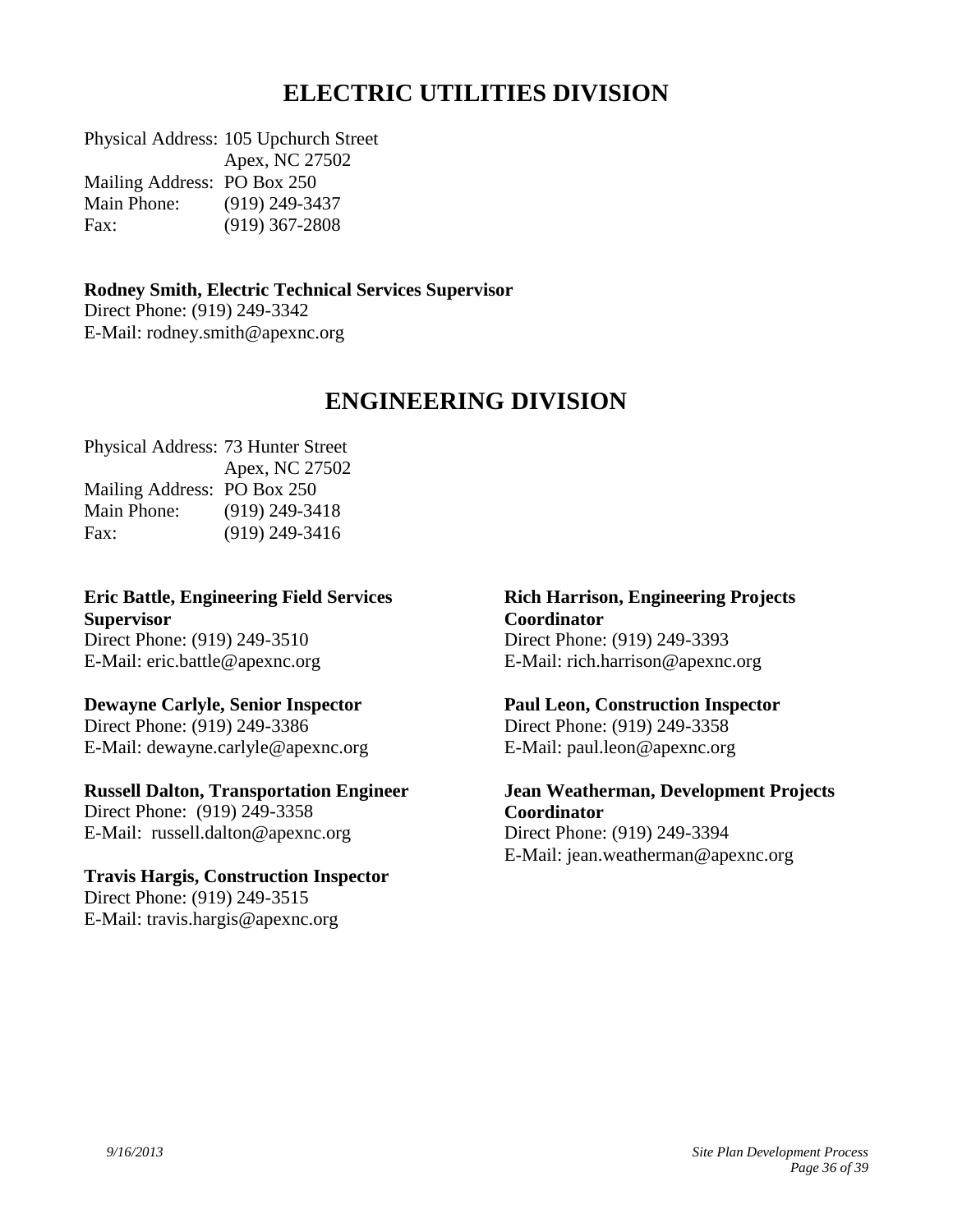# ELECTRIC UTILITIES DIVISION

Physical Address: 105 Upchurch Street
Apex, NC 27502
Mailing Address: PO Box 250
Main Phone: (919) 249-3437
Fax: (919) 367-2808

**Rodney Smith, Electric Technical Services Supervisor**
Direct Phone: (919) 249-3342
E-Mail: rodney.smith@apexnc.org

# ENGINEERING DIVISION

Physical Address: 73 Hunter Street
Apex, NC 27502
Mailing Address: PO Box 250
Main Phone: (919) 249-3418
Fax: (919) 249-3416

**Eric Battle, Engineering Field Services Supervisor**
Direct Phone: (919) 249-3510
E-Mail: eric.battle@apexnc.org

**Dewayne Carlyle, Senior Inspector**
Direct Phone: (919) 249-3386
E-Mail: dewayne.carlyle@apexnc.org

**Russell Dalton, Transportation Engineer**
Direct Phone: (919) 249-3358
E-Mail: russell.dalton@apexnc.org

**Travis Hargis, Construction Inspector**
Direct Phone: (919) 249-3515
E-Mail: travis.hargis@apexnc.org

**Rich Harrison, Engineering Projects Coordinator**
Direct Phone: (919) 249-3393
E-Mail: rich.harrison@apexnc.org

**Paul Leon, Construction Inspector**
Direct Phone: (919) 249-3358
E-Mail: paul.leon@apexnc.org

**Jean Weatherman, Development Projects Coordinator**
Direct Phone: (919) 249-3394
E-Mail: jean.weatherman@apexnc.org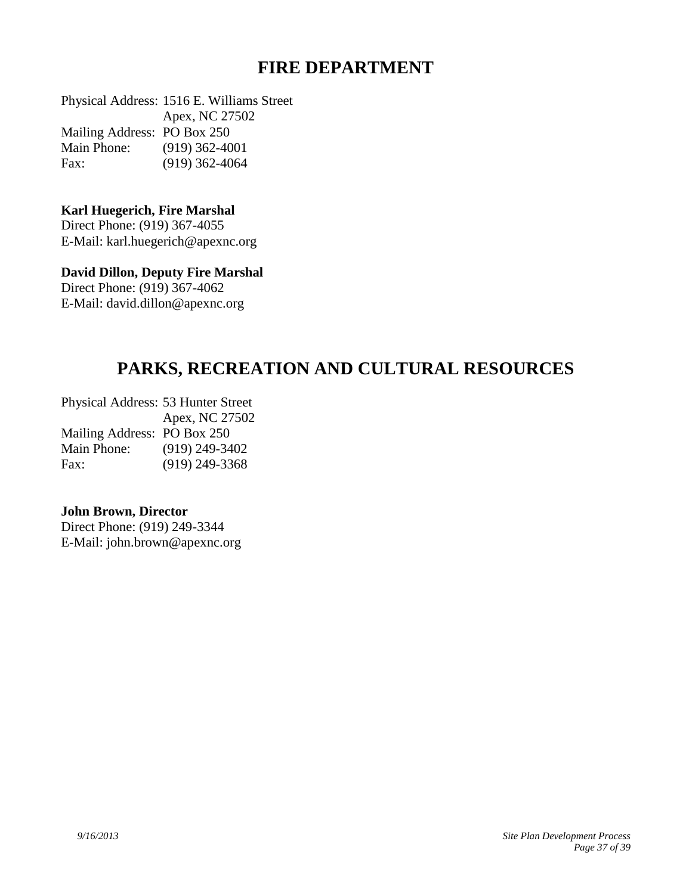## FIRE DEPARTMENT

Physical Address: 1516 E. Williams Street
Apex, NC 27502
Mailing Address: PO Box 250
Main Phone: (919) 362-4001
Fax: (919) 362-4064

**Karl Huegerich, Fire Marshal**
Direct Phone: (919) 367-4055
E-Mail: karl.huegerich@apexnc.org

**David Dillon, Deputy Fire Marshal**
Direct Phone: (919) 367-4062
E-Mail: david.dillon@apexnc.org

## PARKS, RECREATION AND CULTURAL RESOURCES

Physical Address: 53 Hunter Street
Apex, NC 27502
Mailing Address: PO Box 250
Main Phone: (919) 249-3402
Fax: (919) 249-3368

**John Brown, Director**
Direct Phone: (919) 249-3344
E-Mail: john.brown@apexnc.org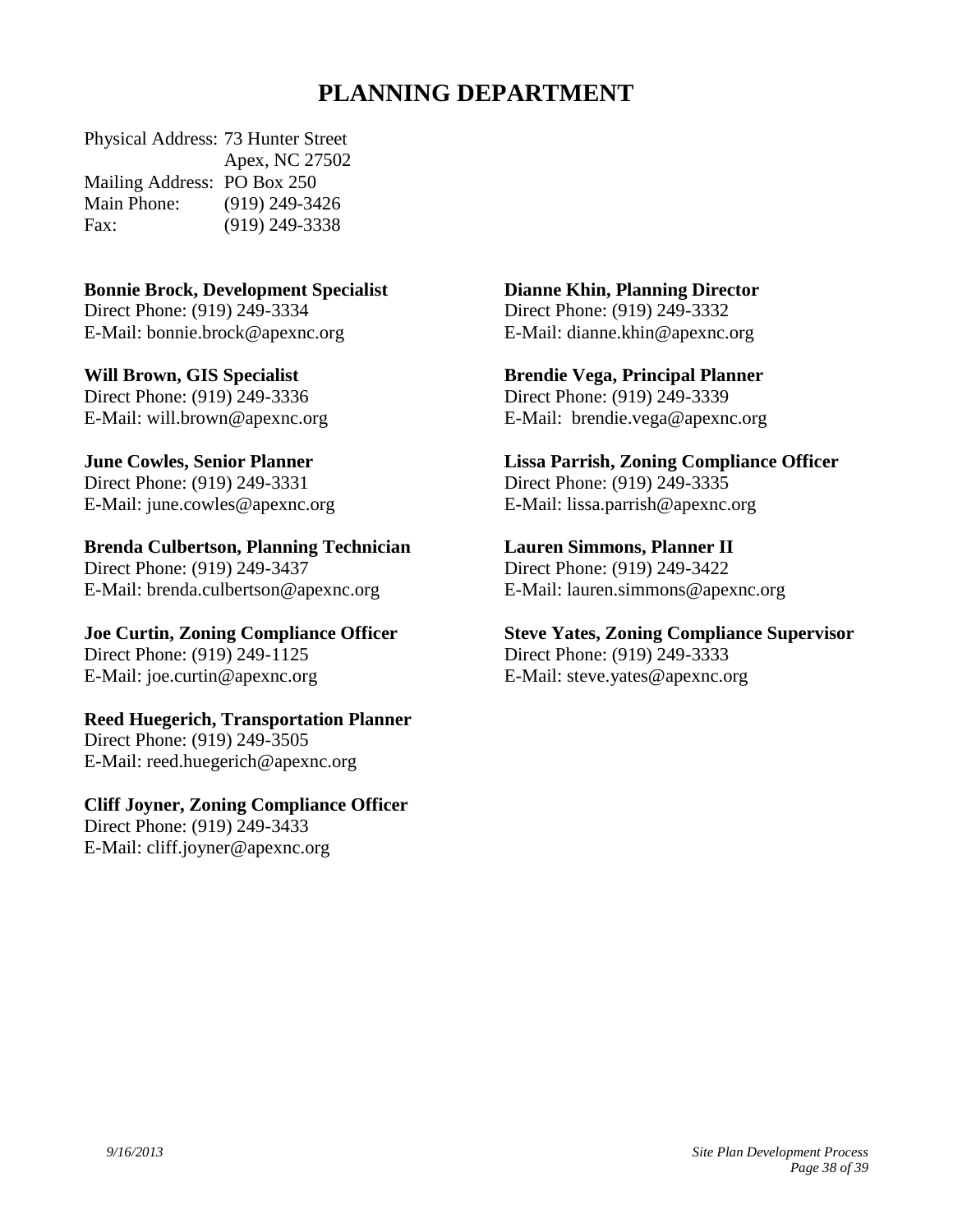# PLANNING DEPARTMENT

Physical Address: 73 Hunter Street
Apex, NC 27502
Mailing Address: PO Box 250
Main Phone: (919) 249-3426
Fax: (919) 249-3338

**Bonnie Brock, Development Specialist**
Direct Phone: (919) 249-3334
E-Mail: bonnie.brock@apexnc.org

**Will Brown, GIS Specialist**
Direct Phone: (919) 249-3336
E-Mail: will.brown@apexnc.org

**June Cowles, Senior Planner**
Direct Phone: (919) 249-3331
E-Mail: june.cowles@apexnc.org

**Brenda Culbertson, Planning Technician**
Direct Phone: (919) 249-3437
E-Mail: brenda.culbertson@apexnc.org

**Joe Curtin, Zoning Compliance Officer**
Direct Phone: (919) 249-1125
E-Mail: joe.curtin@apexnc.org

**Reed Huegerich, Transportation Planner**
Direct Phone: (919) 249-3505
E-Mail: reed.huegerich@apexnc.org

**Cliff Joyner, Zoning Compliance Officer**
Direct Phone: (919) 249-3433
E-Mail: cliff.joyner@apexnc.org

**Dianne Khin, Planning Director**
Direct Phone: (919) 249-3332
E-Mail: dianne.khin@apexnc.org

**Brendie Vega, Principal Planner**
Direct Phone: (919) 249-3339
E-Mail: brendie.vega@apexnc.org

**Lissa Parrish, Zoning Compliance Officer**
Direct Phone: (919) 249-3335
E-Mail: lissa.parrish@apexnc.org

**Lauren Simmons, Planner II**
Direct Phone: (919) 249-3422
E-Mail: lauren.simmons@apexnc.org

**Steve Yates, Zoning Compliance Supervisor**
Direct Phone: (919) 249-3333
E-Mail: steve.yates@apexnc.org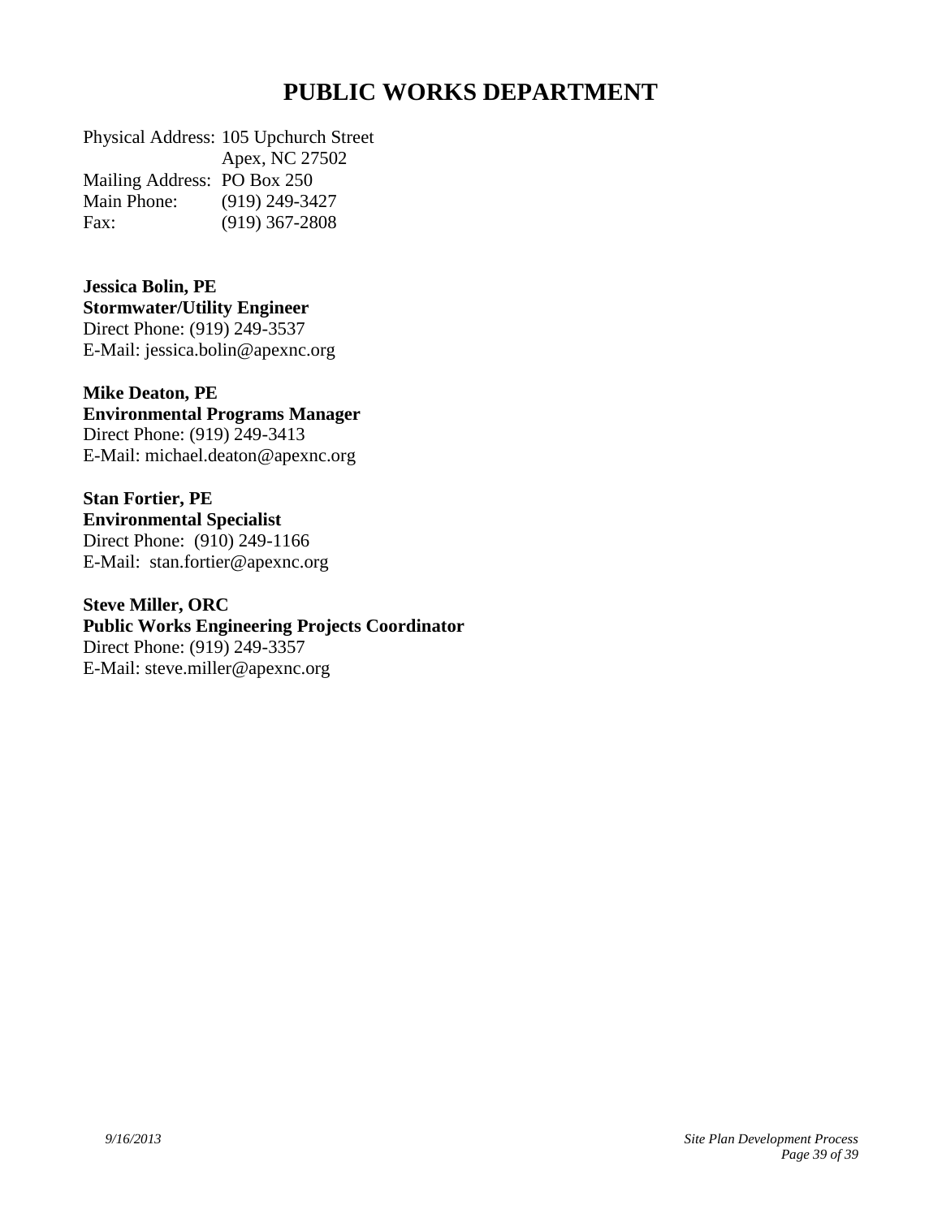# PUBLIC WORKS DEPARTMENT

Physical Address: 105 Upchurch Street
Apex, NC 27502
Mailing Address: PO Box 250
Main Phone: (919) 249-3427
Fax: (919) 367-2808

**Jessica Bolin, PE**
**Stormwater/Utility Engineer**
Direct Phone: (919) 249-3537
E-Mail: jessica.bolin@apexnc.org

**Mike Deaton, PE**
**Environmental Programs Manager**
Direct Phone: (919) 249-3413
E-Mail: michael.deaton@apexnc.org

**Stan Fortier, PE**
**Environmental Specialist**
Direct Phone: (910) 249-1166
E-Mail: stan.fortier@apexnc.org

**Steve Miller, ORC**
**Public Works Engineering Projects Coordinator**
Direct Phone: (919) 249-3357
E-Mail: steve.miller@apexnc.org